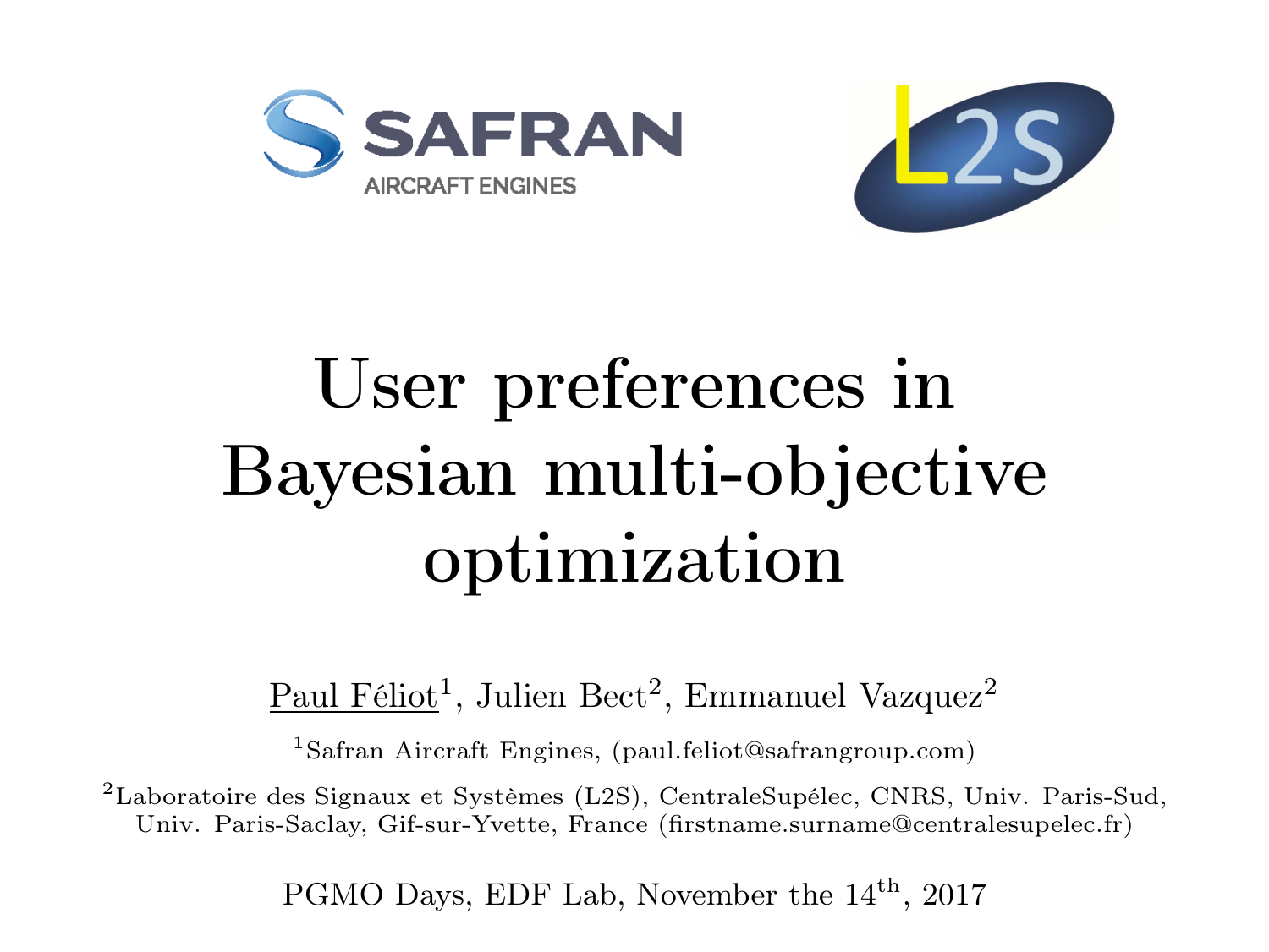# User preferences in Bayesian multi-objective optimization

Paul Féliot[1], Julien Bect[2], Emmanuel Vazquez[2]

[1]Safran Aircraft Engines, (paul.feliot@safrangroup.com)

[2]Laboratoire des Signaux et Systèmes (L2S), CentraleSupélec, CNRS, Univ. Paris-Sud, Univ. Paris-Saclay, Gif-sur-Yvette, France (firstname.surname@centralesupelec.fr)

PGMO Days, EDF Lab, November the 14$^{\text{th}}$, 2017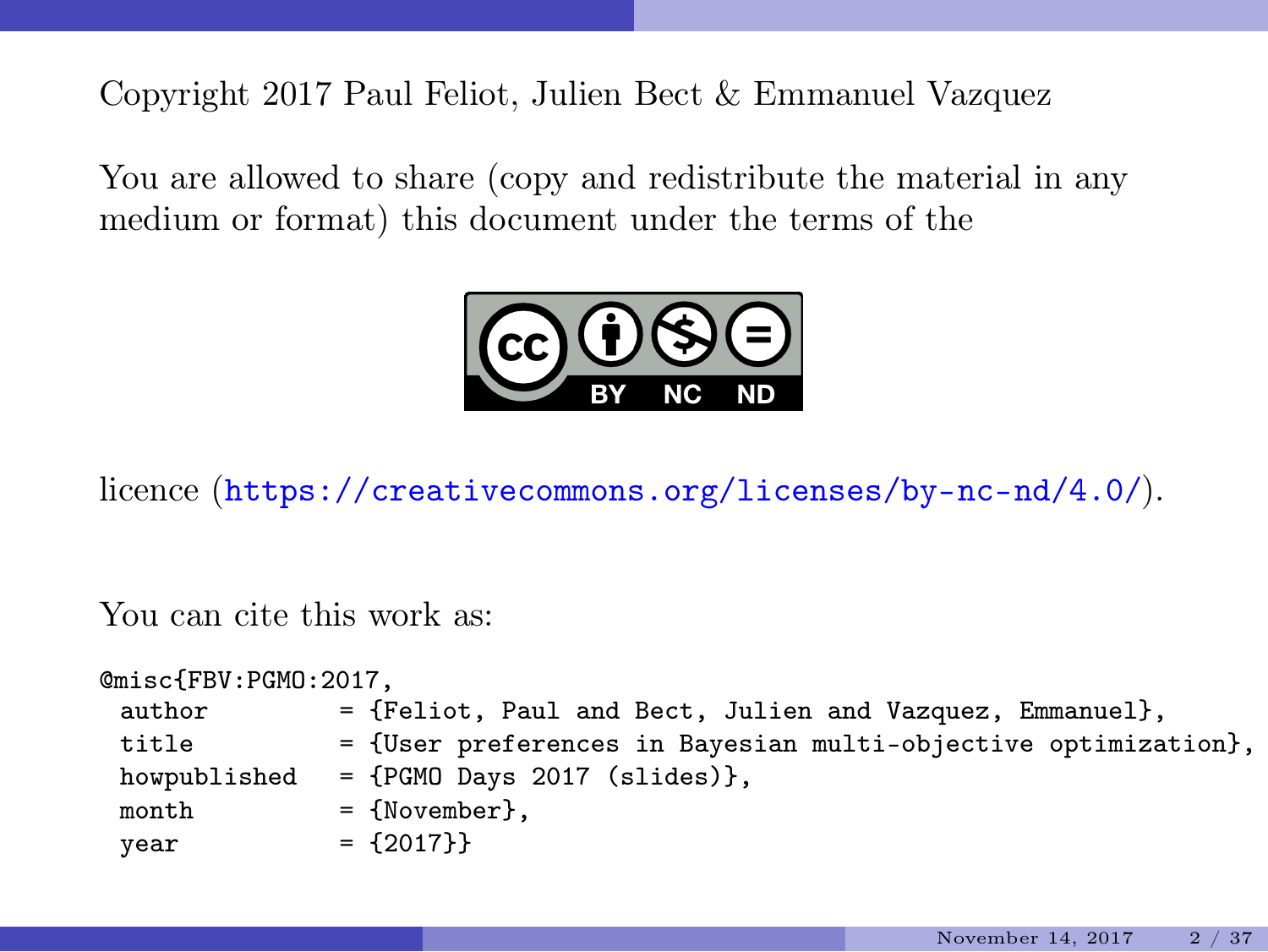Copyright 2017 Paul Feliot, Julien Bect & Emmanuel Vazquez

You are allowed to share (copy and redistribute the material in any medium or format) this document under the terms of the

licence (https://creativecommons.org/licenses/by-nc-nd/4.0/).

You can cite this work as:

```
@misc{FBV:PGMO:2017,
 author         = {Feliot, Paul and Bect, Julien and Vazquez, Emmanuel},
 title          = {User preferences in Bayesian multi-objective optimization},
 howpublished   = {PGMO Days 2017 (slides)},
 month          = {November},
 year           = {2017}}
```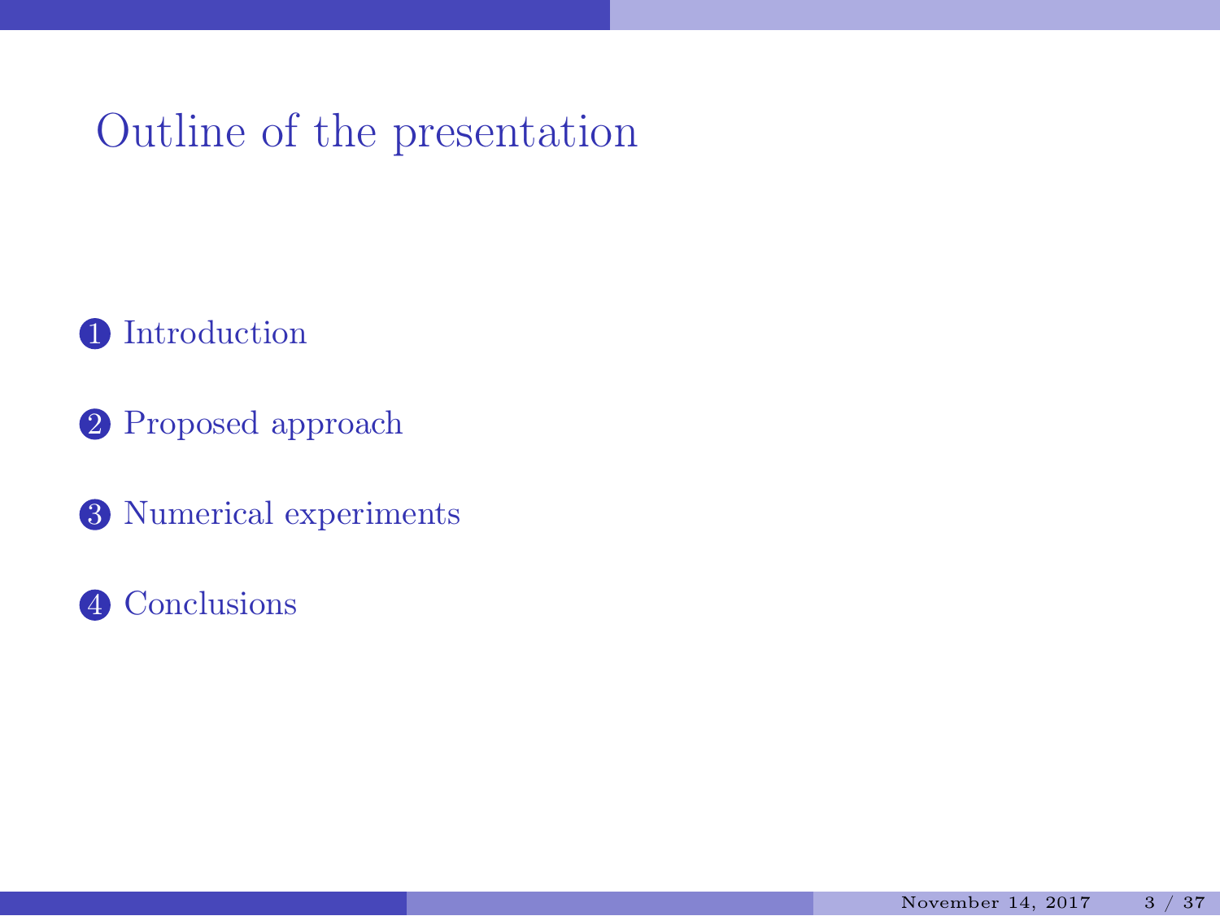# Outline of the presentation

1. Introduction
2. Proposed approach
3. Numerical experiments
4. Conclusions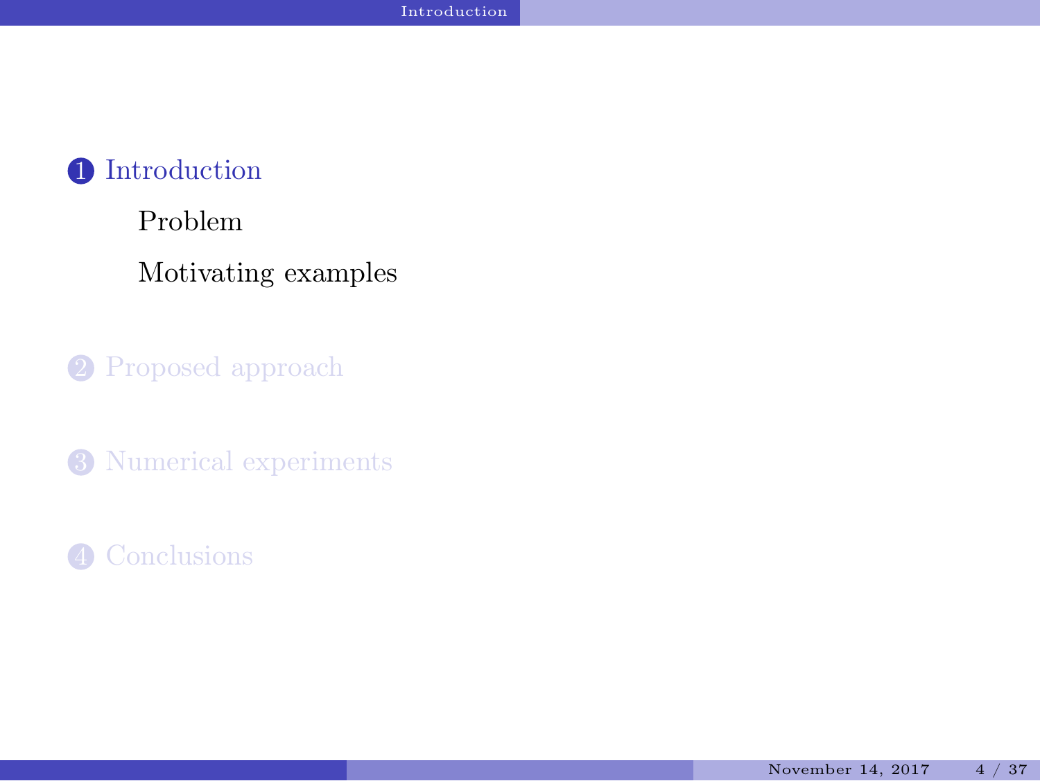1. Introduction
   - Problem
   - Motivating examples
2. Proposed approach
3. Numerical experiments
4. Conclusions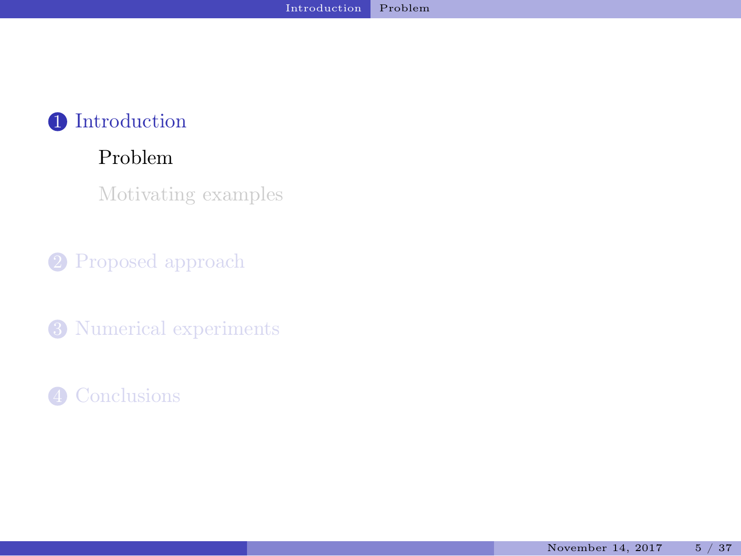1. Introduction
   - Problem
   - Motivating examples
2. Proposed approach
3. Numerical experiments
4. Conclusions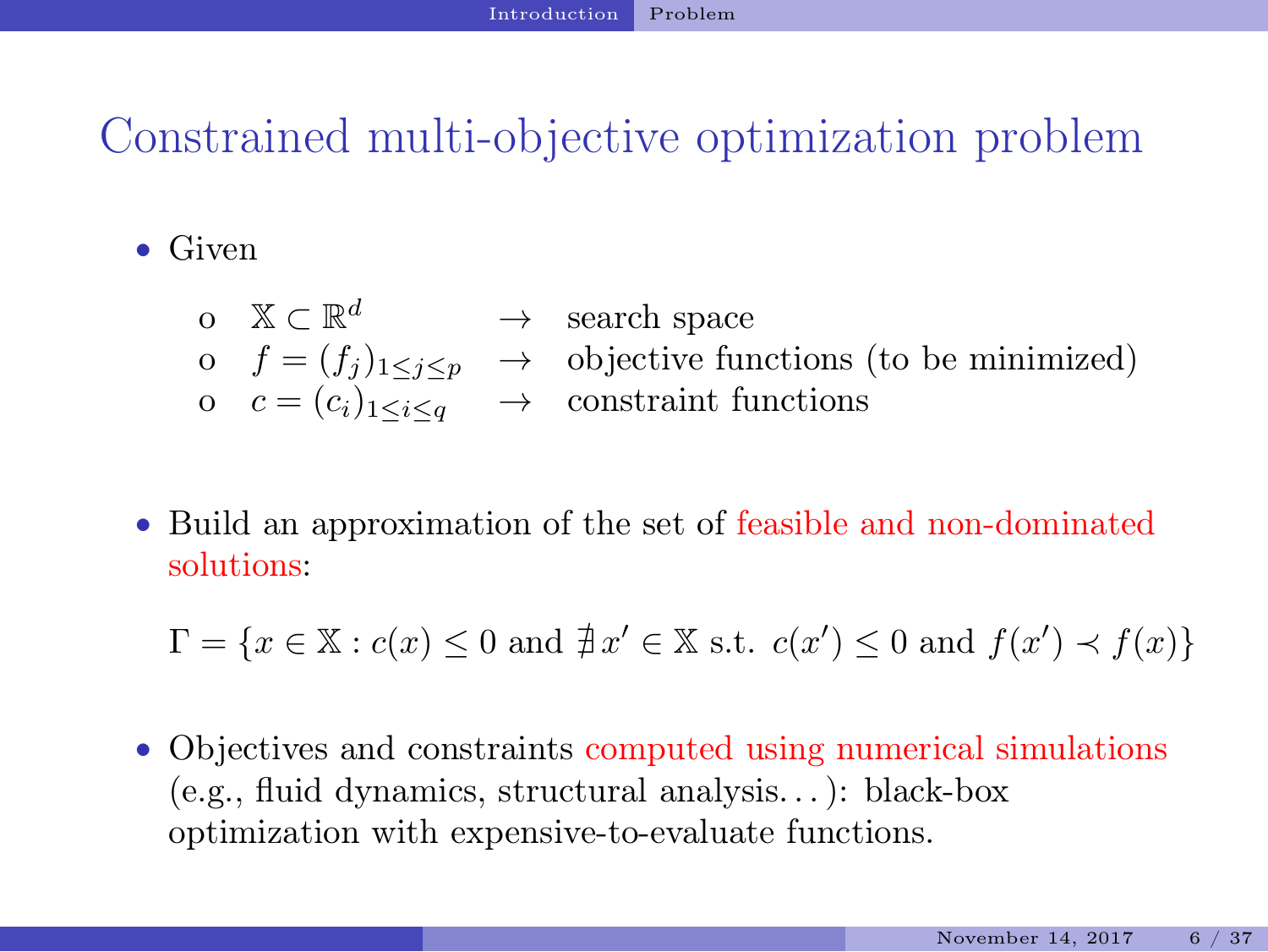# Constrained multi-objective optimization problem

- Given
  - o $\mathbb{X} \subset \mathbb{R}^d$ → search space
  - o $f = (f_j)_{1 \leq j \leq p}$ → objective functions (to be minimized)
  - o $c = (c_i)_{1 \leq i \leq q}$ → constraint functions

- Build an approximation of the set of feasible and non-dominated solutions:

$$\Gamma = \{x \in \mathbb{X} : c(x) \leq 0 \text{ and } \nexists\, x' \in \mathbb{X} \text{ s.t. } c(x') \leq 0 \text{ and } f(x') \prec f(x)\}$$

- Objectives and constraints computed using numerical simulations (e.g., fluid dynamics, structural analysis…): black-box optimization with expensive-to-evaluate functions.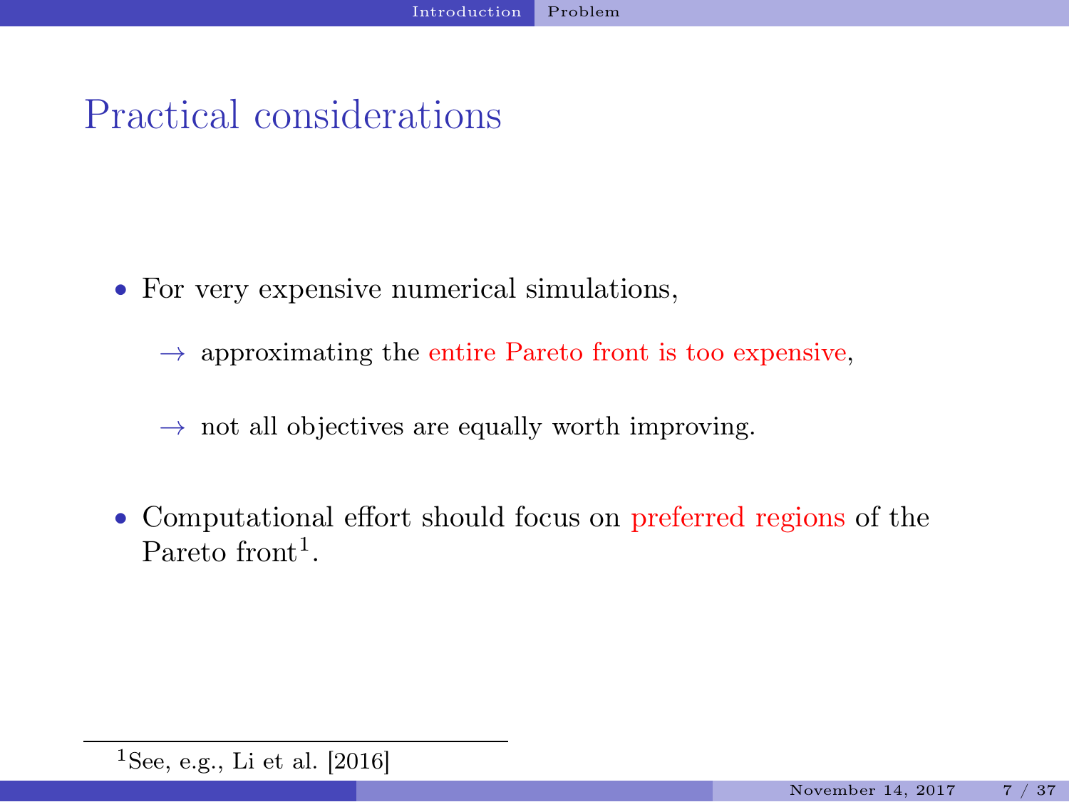# Practical considerations

- For very expensive numerical simulations,
  - → approximating the entire Pareto front is too expensive,
  - → not all objectives are equally worth improving.
- Computational effort should focus on preferred regions of the Pareto front[1].

[1] See, e.g., Li et al. [2016]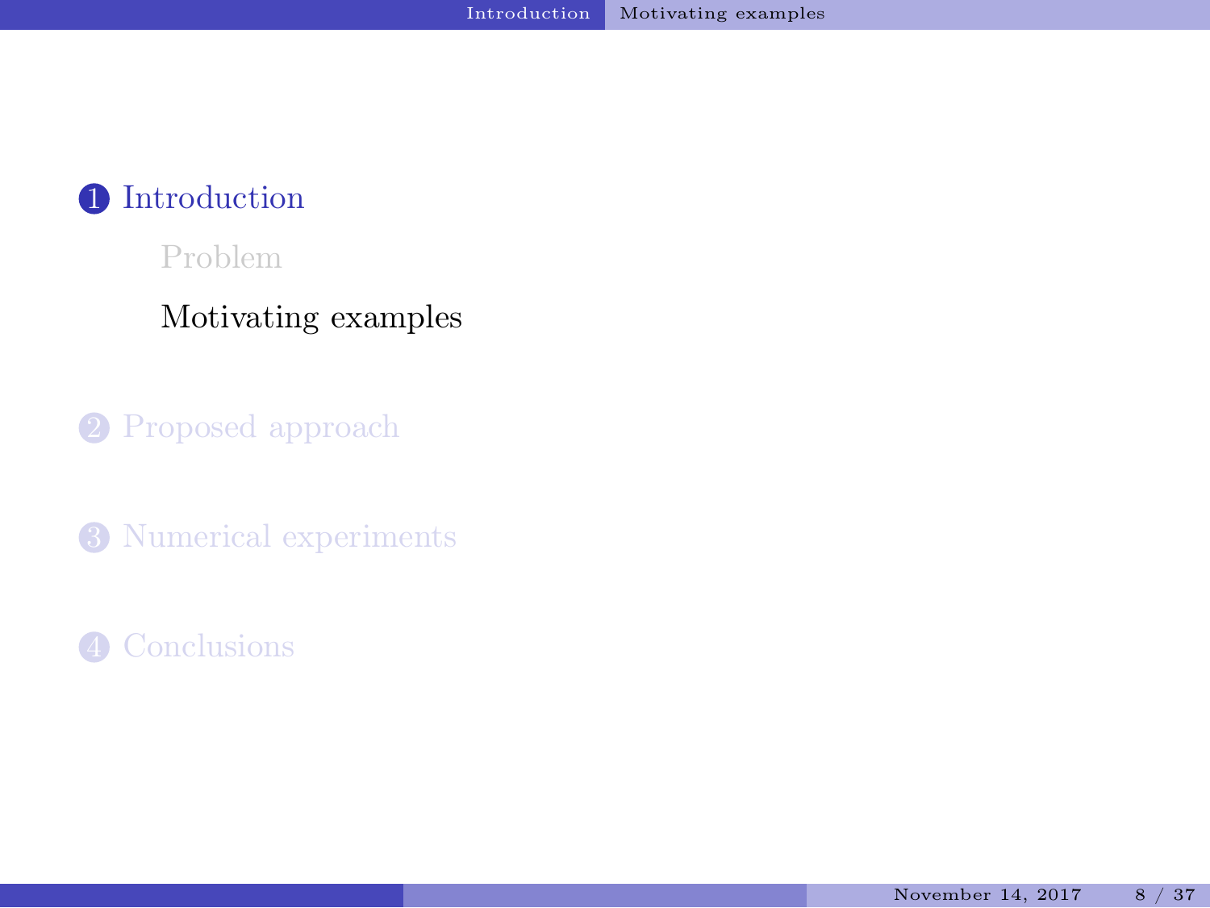1. Introduction
   - Problem
   - Motivating examples
2. Proposed approach
3. Numerical experiments
4. Conclusions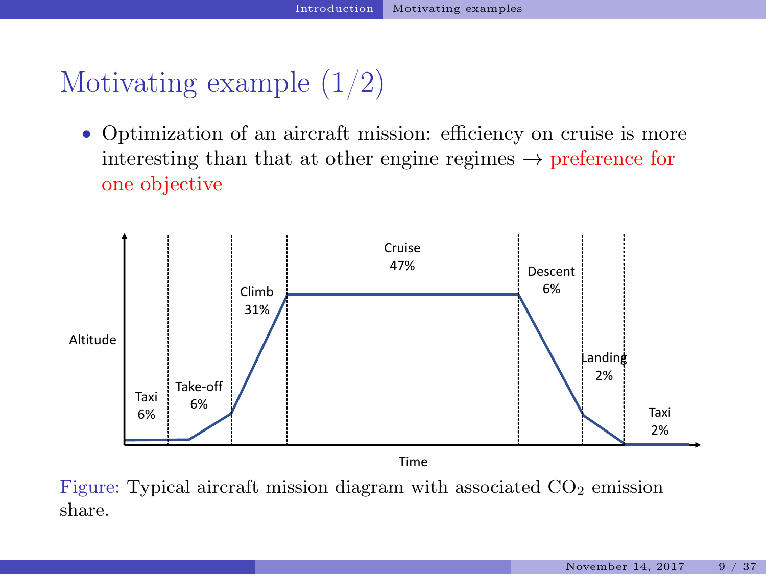# Motivating example (1/2)

- Optimization of an aircraft mission: efficiency on cruise is more interesting than that at other engine regimes → preference for one objective

Figure: Typical aircraft mission diagram with associated $CO_2$ emission share.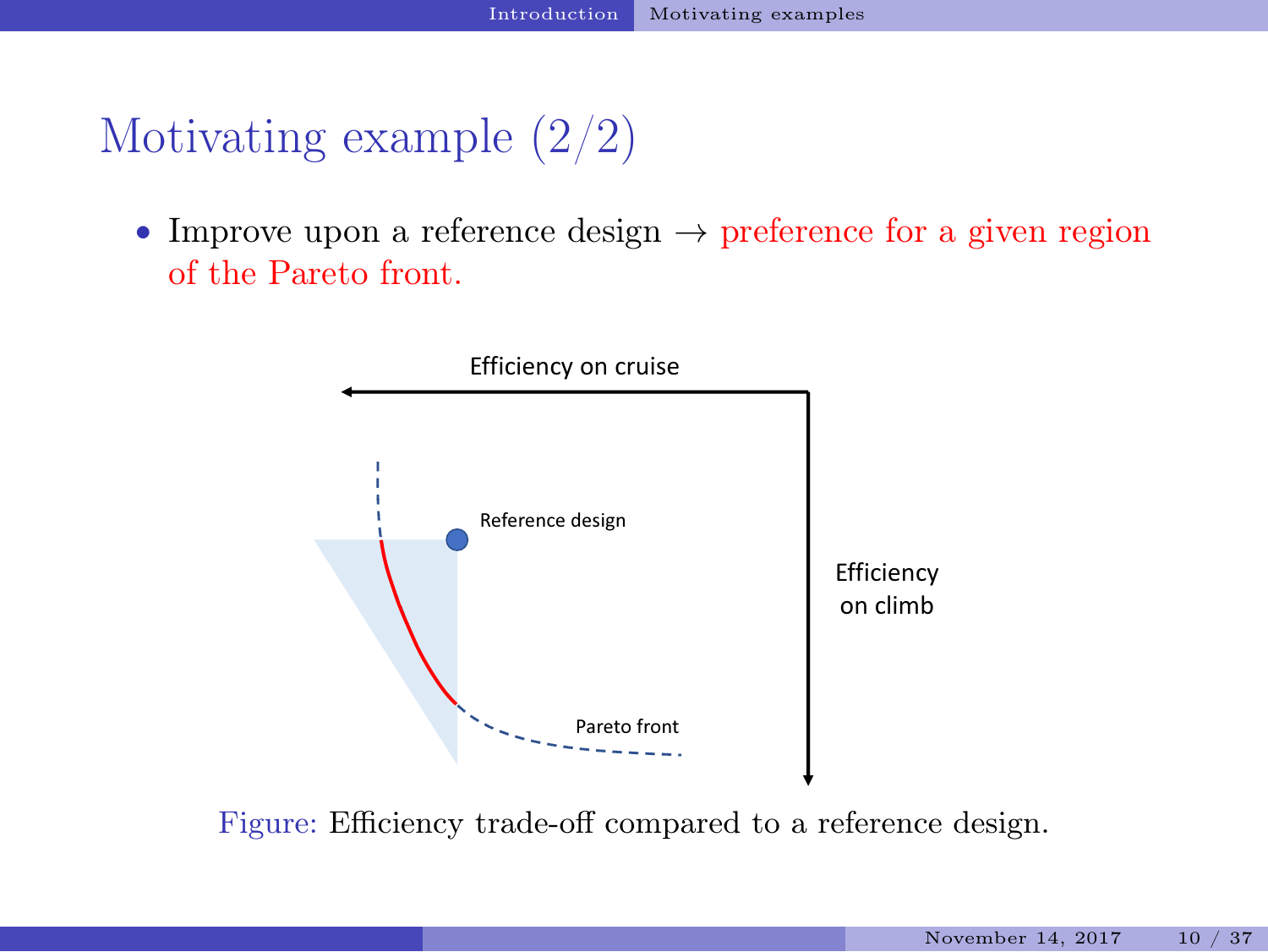# Motivating example (2/2)

- Improve upon a reference design → preference for a given region of the Pareto front.

Figure: Efficiency trade-off compared to a reference design.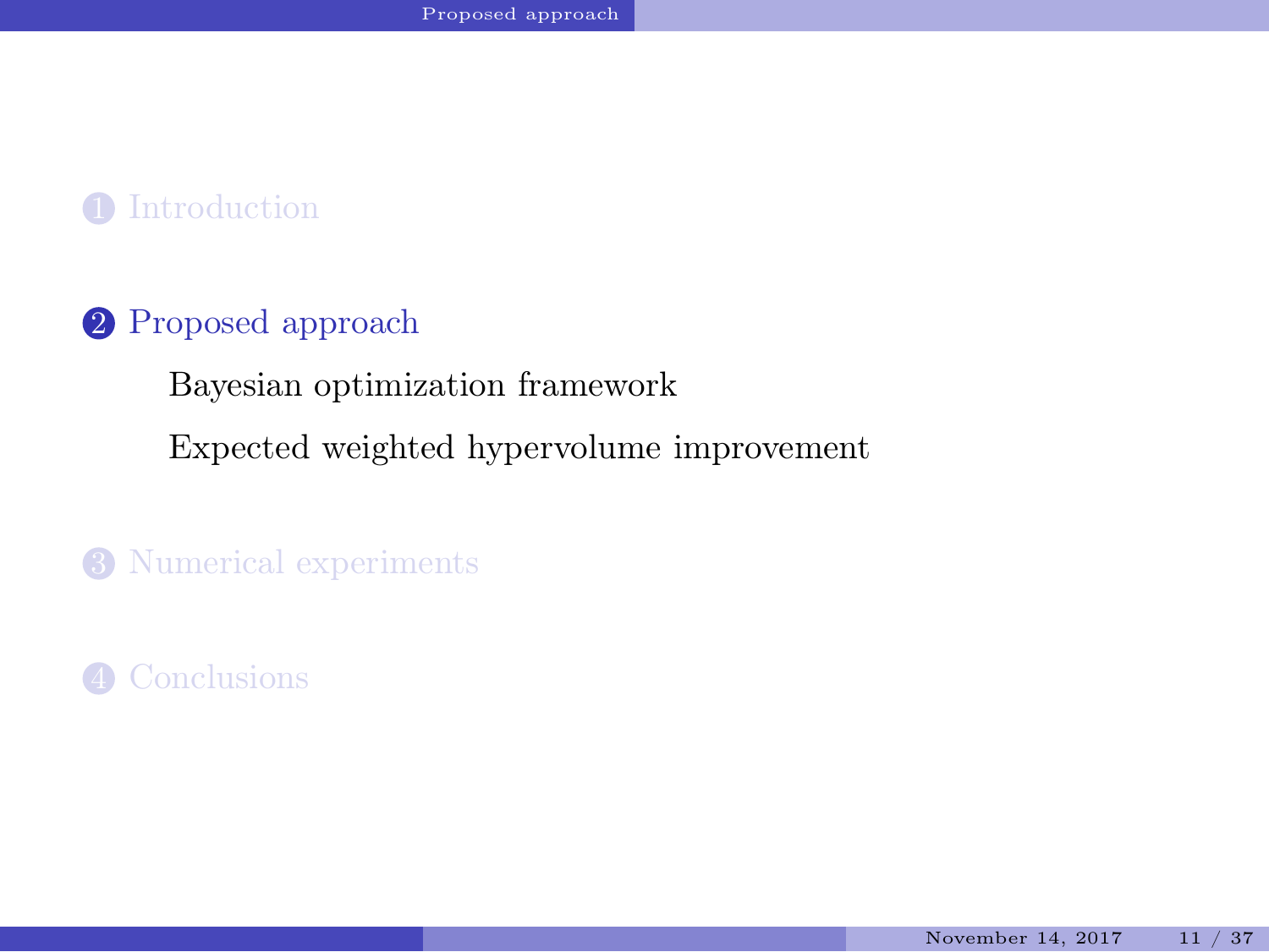1. Introduction

2. Proposed approach

   Bayesian optimization framework

   Expected weighted hypervolume improvement

3. Numerical experiments

4. Conclusions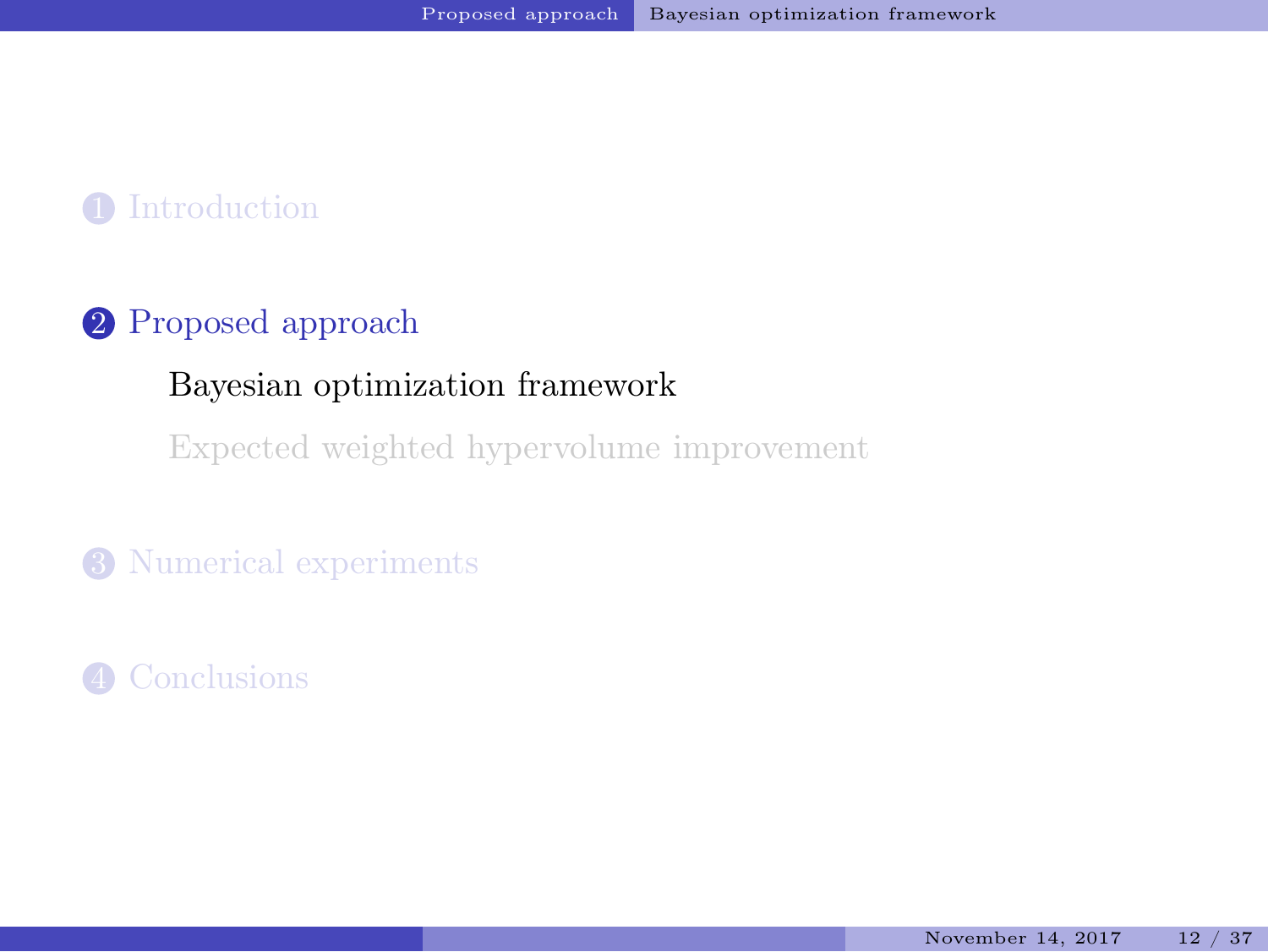1. Introduction

2. Proposed approach
   - Bayesian optimization framework
   - Expected weighted hypervolume improvement

3. Numerical experiments

4. Conclusions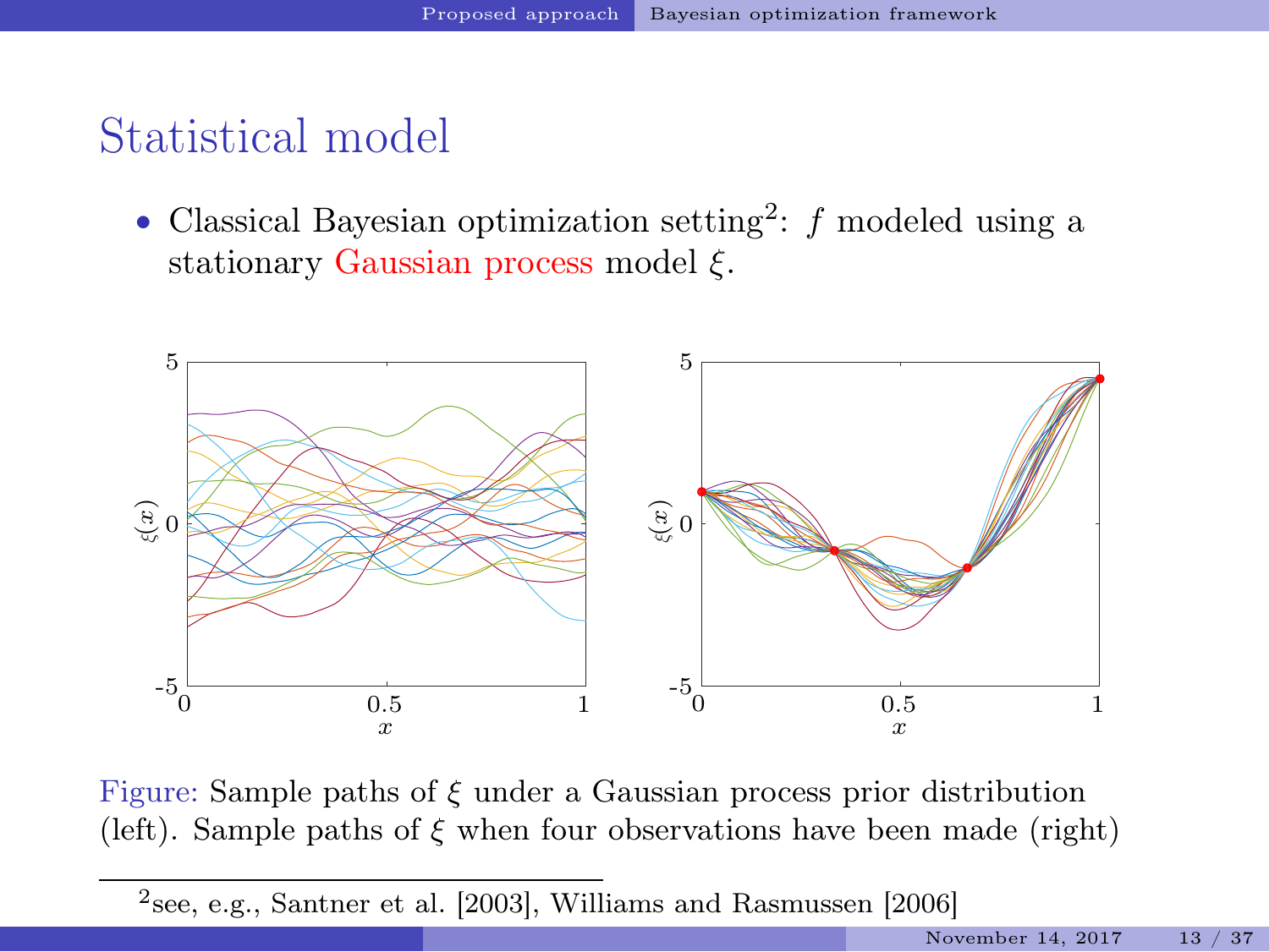# Statistical model

- Classical Bayesian optimization setting[2]: $f$ modeled using a stationary Gaussian process model $\xi$.

Figure: Sample paths of $\xi$ under a Gaussian process prior distribution (left). Sample paths of $\xi$ when four observations have been made (right)

[2] see, e.g., Santner et al. [2003], Williams and Rasmussen [2006]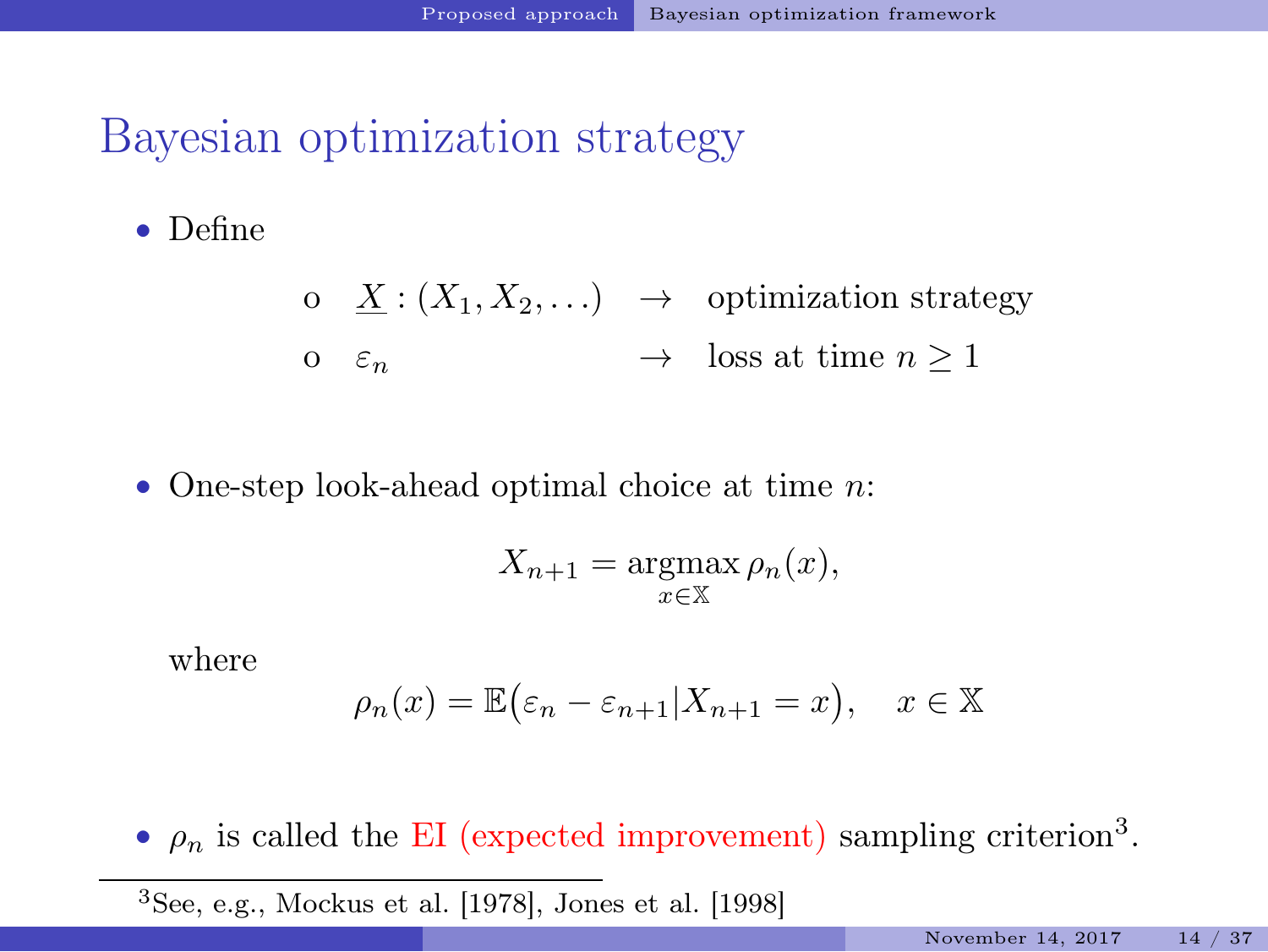## Bayesian optimization strategy

- Define

  - $\underline{X} : (X_1, X_2, \ldots) \;\rightarrow\;$ optimization strategy
  - $\varepsilon_n \;\rightarrow\;$ loss at time $n \geq 1$

- One-step look-ahead optimal choice at time $n$:

$$X_{n+1} = \underset{x \in \mathbb{X}}{\operatorname{argmax}}\, \rho_n(x),$$

  where

$$\rho_n(x) = \mathbb{E}\big(\varepsilon_n - \varepsilon_{n+1} | X_{n+1} = x\big), \quad x \in \mathbb{X}$$

- $\rho_n$ is called the EI (expected improvement) sampling criterion[3].

---

[3] See, e.g., Mockus et al. [1978], Jones et al. [1998]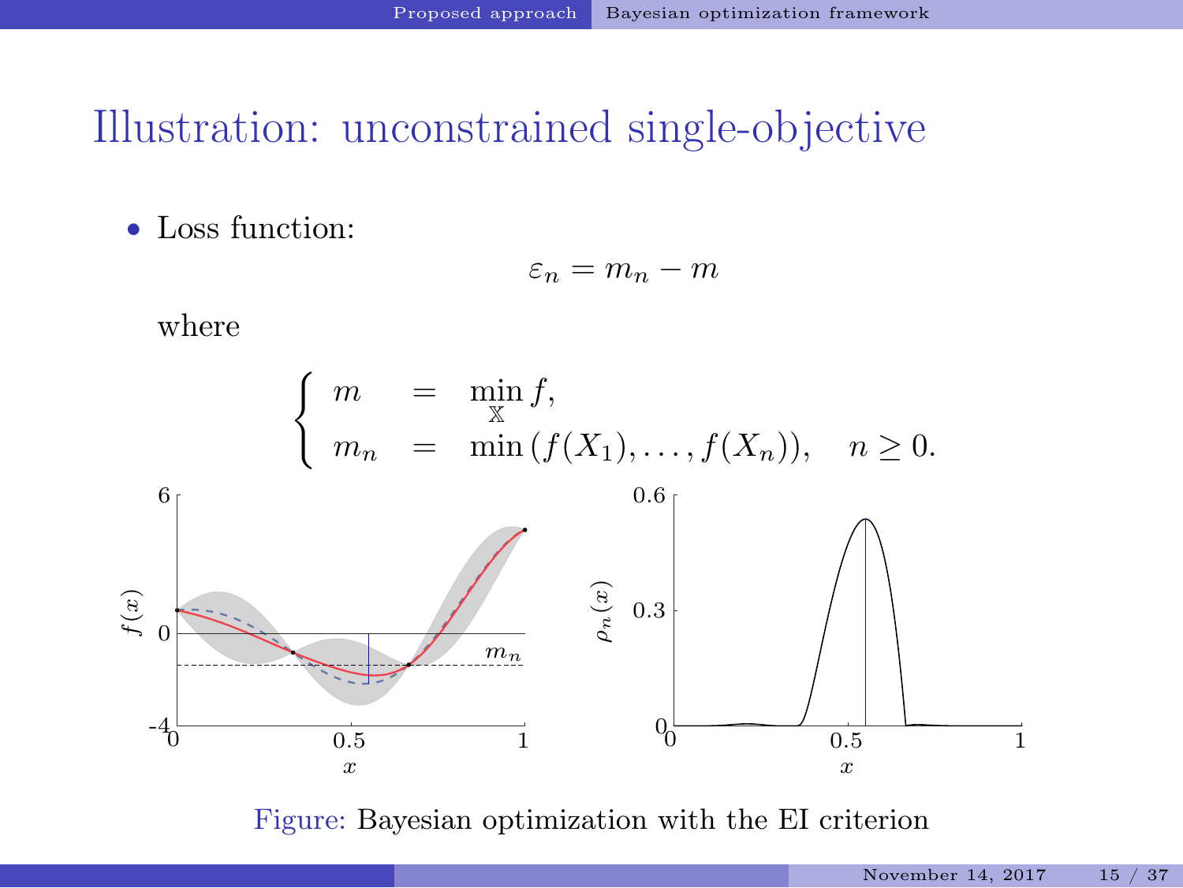# Illustration: unconstrained single-objective

- Loss function:

$$\varepsilon_n = m_n - m$$

where

$$\begin{cases} m &= \min_{\mathbb{X}} f, \\ m_n &= \min\left(f(X_1), \ldots, f(X_n)\right), \quad n \geq 0. \end{cases}$$

Figure: Bayesian optimization with the EI criterion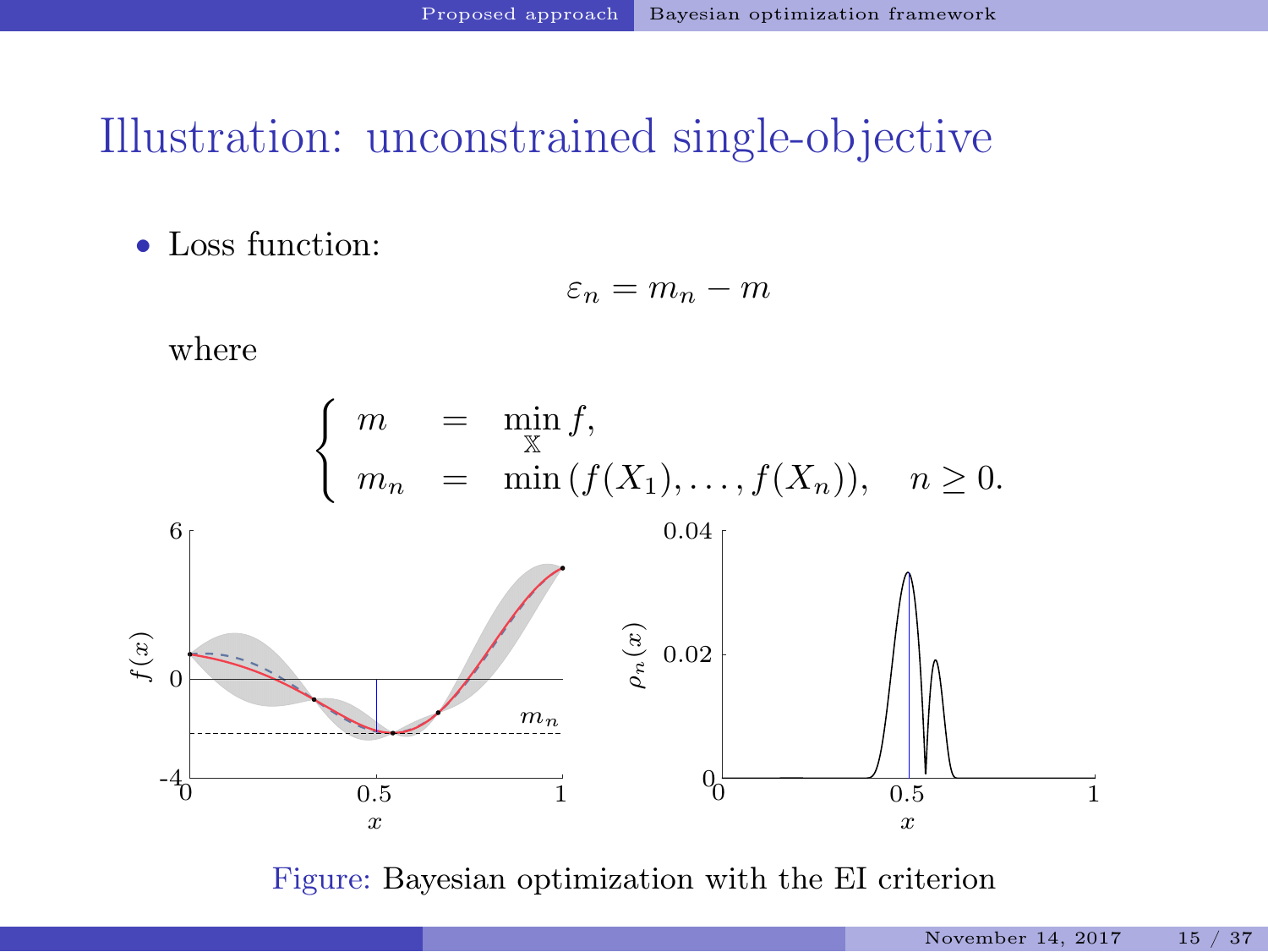# Illustration: unconstrained single-objective

- Loss function:

$$\varepsilon_n = m_n - m$$

where

$$\begin{cases} m &= \min_{\mathbb{X}} f, \\ m_n &= \min\left(f(X_1), \ldots, f(X_n)\right), \quad n \geq 0. \end{cases}$$

Figure: Bayesian optimization with the EI criterion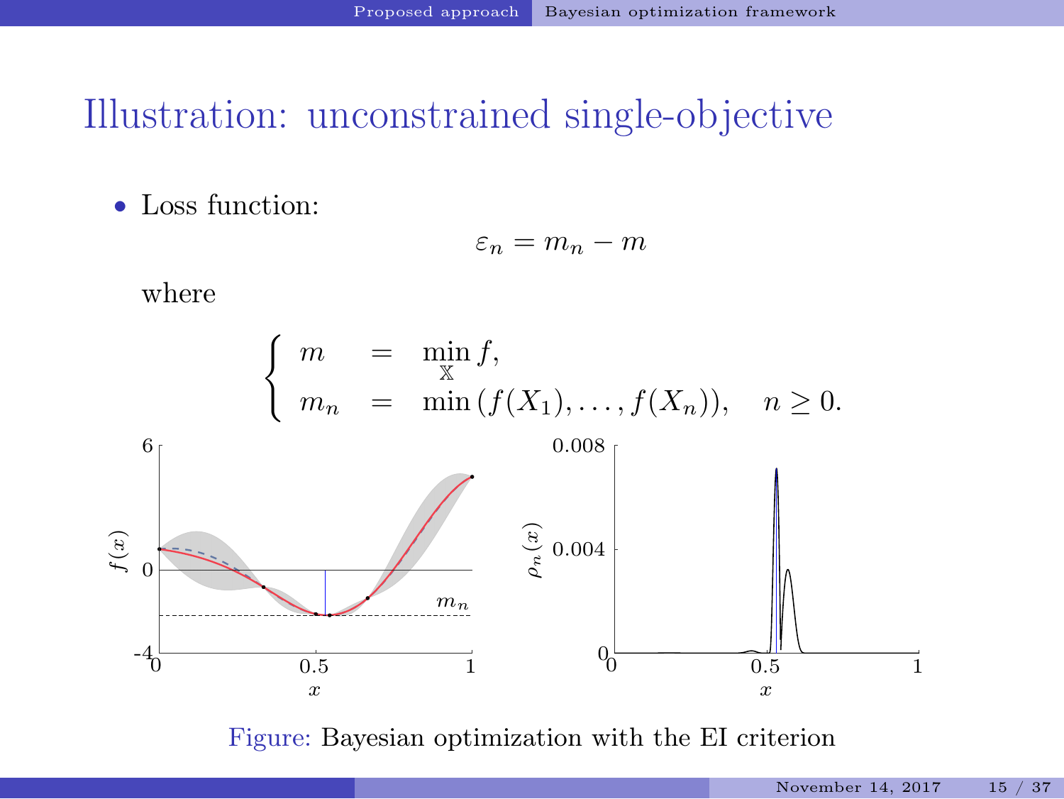# Illustration: unconstrained single-objective

- Loss function:

$$\varepsilon_n = m_n - m$$

where

$$\begin{cases} m &= \min_{\mathbb{X}} f, \\ m_n &= \min\left(f(X_1), \ldots, f(X_n)\right), \quad n \geq 0. \end{cases}$$

Figure: Bayesian optimization with the EI criterion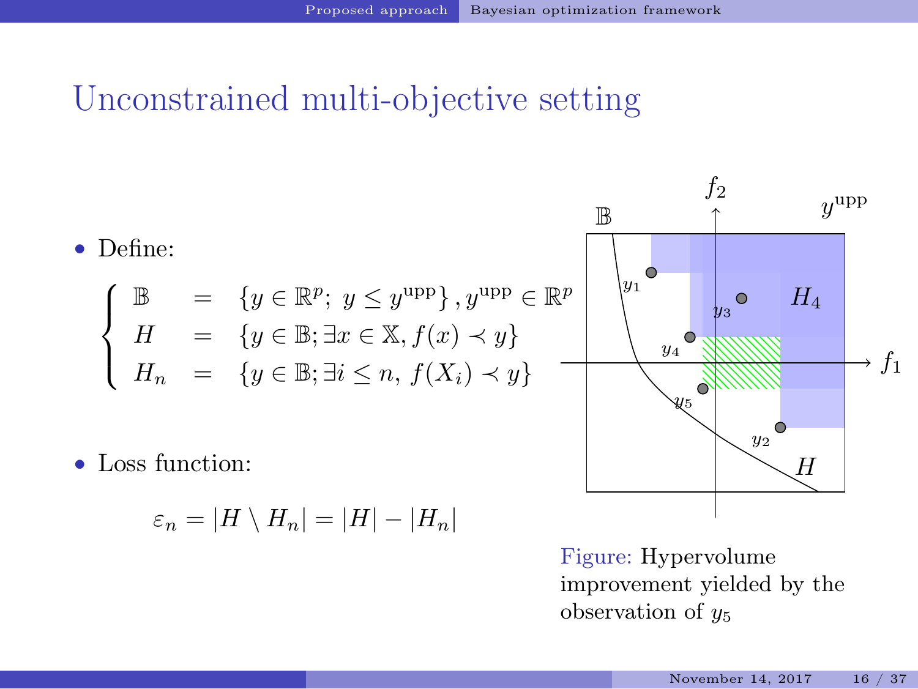# Unconstrained multi-objective setting

- Define:

$$
\begin{cases}
\mathbb{B} & = \quad \{y \in \mathbb{R}^p;\ y \leq y^{\text{upp}}\}, y^{\text{upp}} \in \mathbb{R}^p \\
H & = \quad \{y \in \mathbb{B}; \exists x \in \mathbb{X}, f(x) \prec y\} \\
H_n & = \quad \{y \in \mathbb{B}; \exists i \leq n,\ f(X_i) \prec y\}
\end{cases}
$$

- Loss function:

$$
\varepsilon_n = |H \setminus H_n| = |H| - |H_n|
$$

Figure: Hypervolume improvement yielded by the observation of $y_5$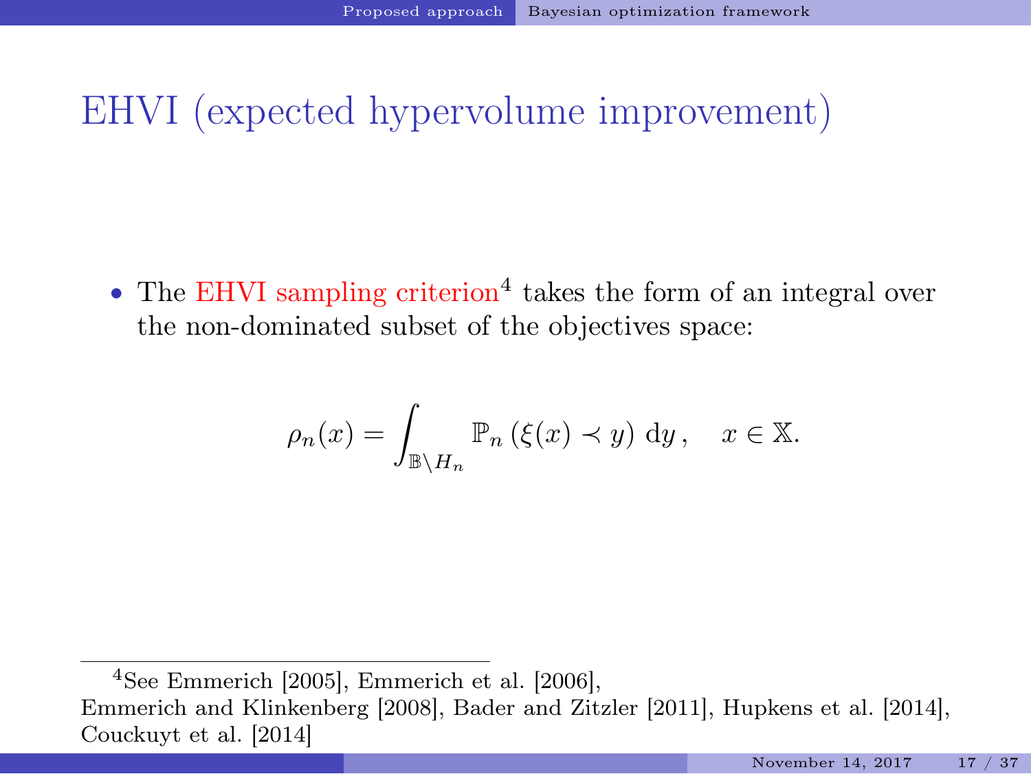# EHVI (expected hypervolume improvement)

- The EHVI sampling criterion[4] takes the form of an integral over the non-dominated subset of the objectives space:

$$\rho_n(x) = \int_{\mathbb{B} \setminus H_n} \mathbb{P}_n \left( \xi(x) \prec y \right) \, \mathrm{d}y \,, \quad x \in \mathbb{X}.$$

[4] See Emmerich [2005], Emmerich et al. [2006], Emmerich and Klinkenberg [2008], Bader and Zitzler [2011], Hupkens et al. [2014], Couckuyt et al. [2014]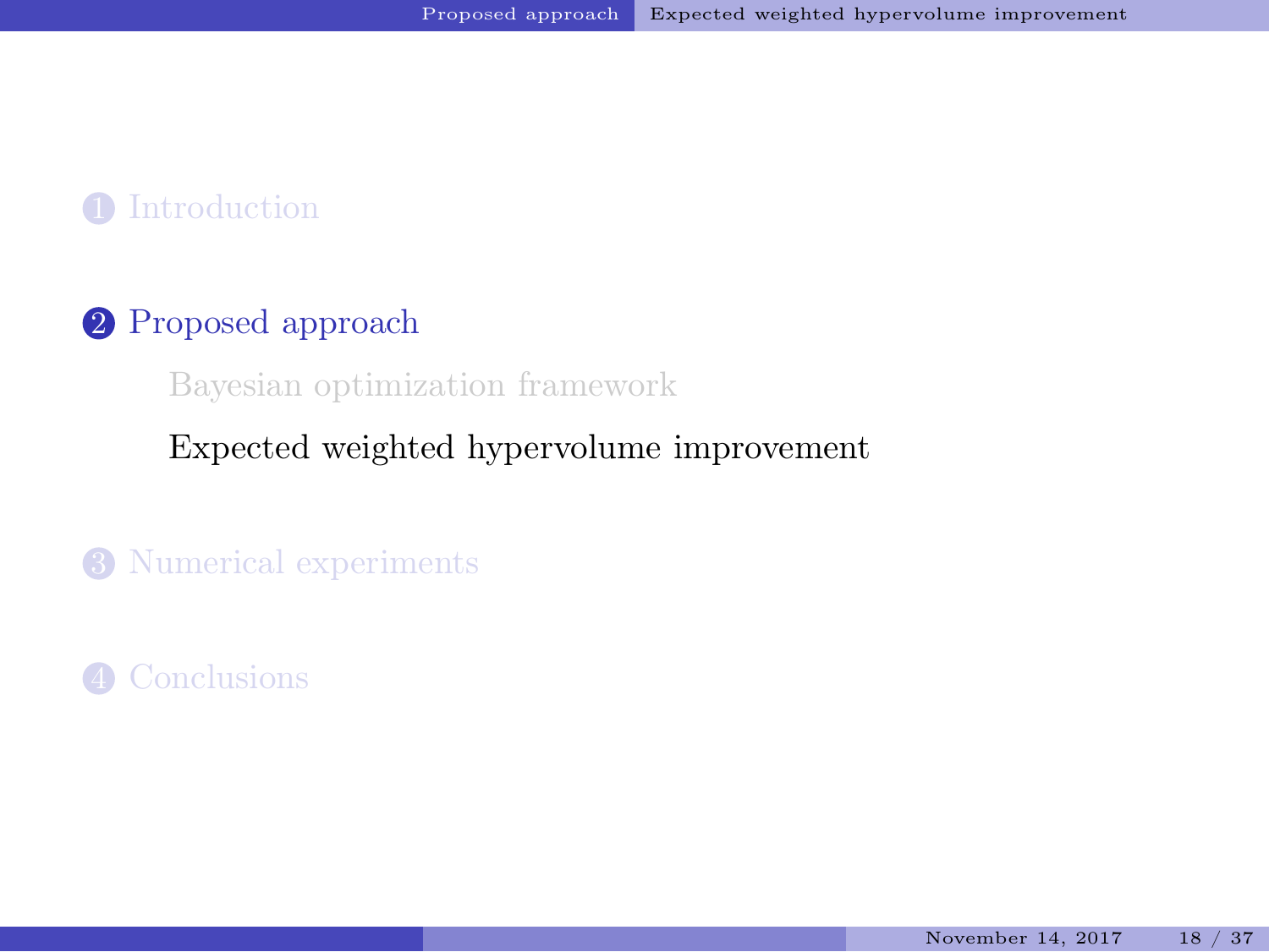1. Introduction

2. Proposed approach

    - Bayesian optimization framework

    - Expected weighted hypervolume improvement

3. Numerical experiments

4. Conclusions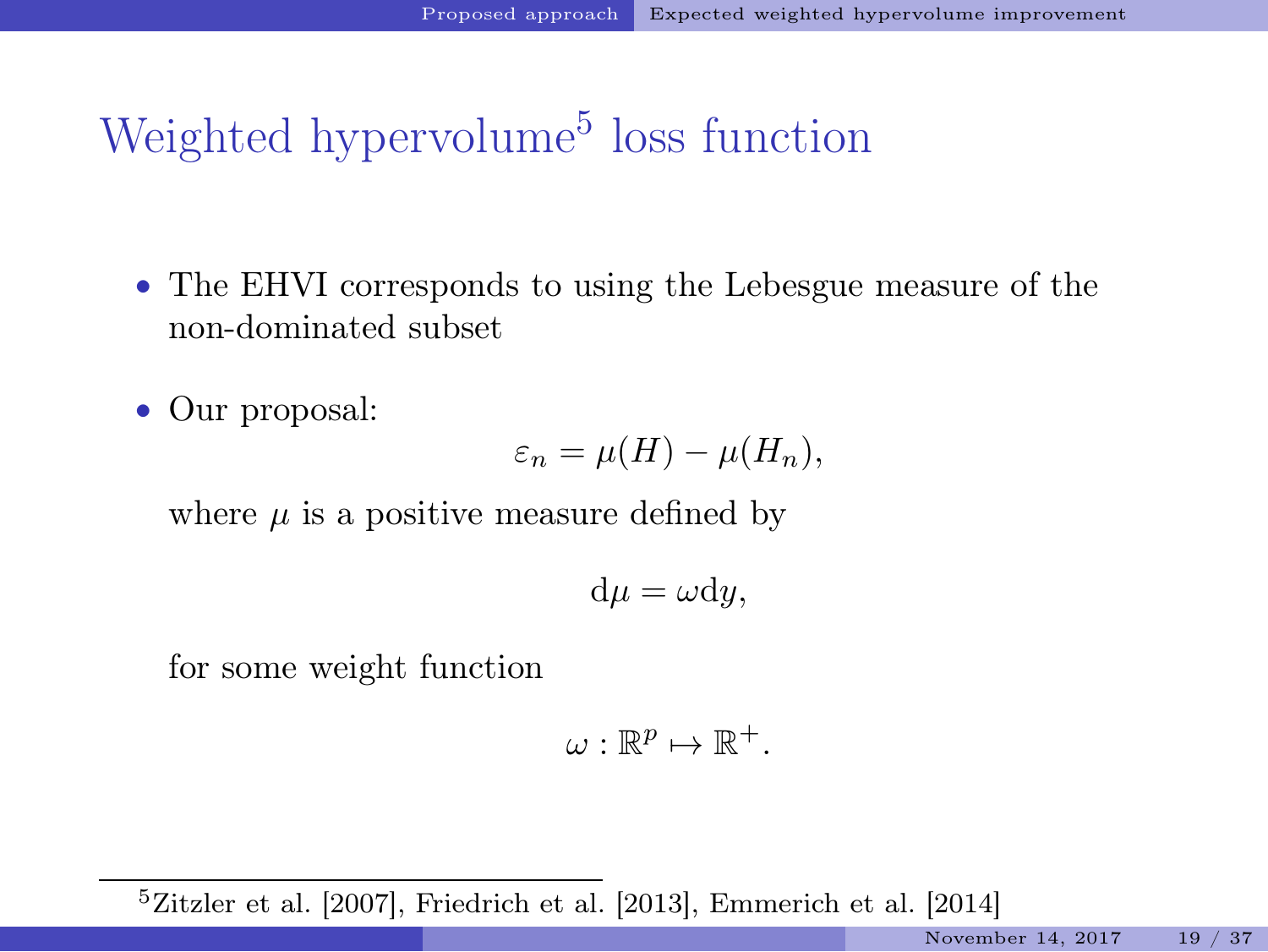# Weighted hypervolume[5] loss function

- The EHVI corresponds to using the Lebesgue measure of the non-dominated subset
- Our proposal:

$$\varepsilon_n = \mu(H) - \mu(H_n),$$

where $\mu$ is a positive measure defined by

$$\mathrm{d}\mu = \omega \mathrm{d}y,$$

for some weight function

$$\omega : \mathbb{R}^p \mapsto \mathbb{R}^+.$$

[5] Zitzler et al. [2007], Friedrich et al. [2013], Emmerich et al. [2014]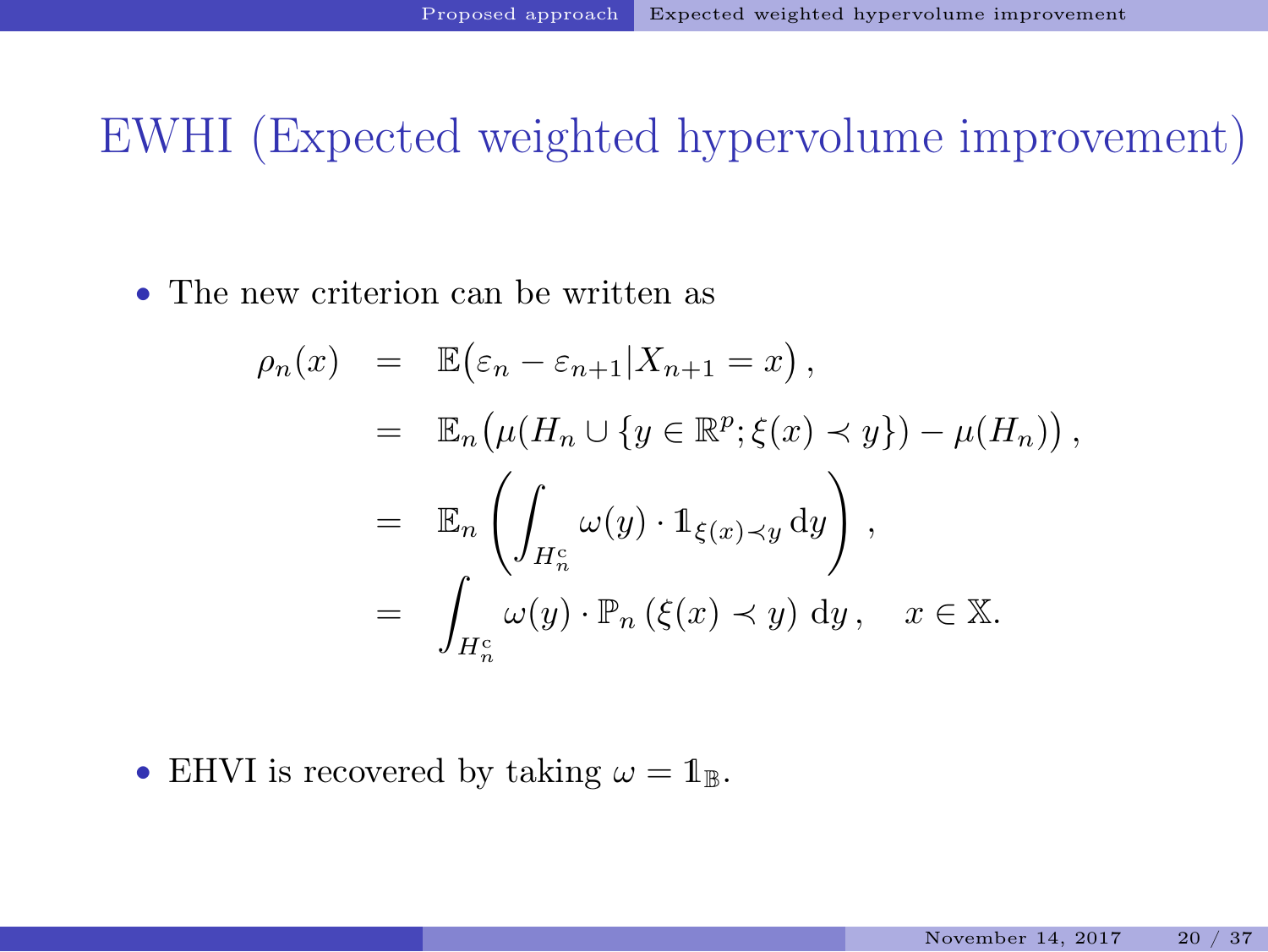# EWHI (Expected weighted hypervolume improvement)

- The new criterion can be written as

$$
\begin{aligned}
\rho_n(x) &= \mathbb{E}\big(\varepsilon_n - \varepsilon_{n+1} | X_{n+1} = x\big)\,, \\
&= \mathbb{E}_n\big(\mu(H_n \cup \{y \in \mathbb{R}^p; \xi(x) \prec y\}) - \mu(H_n)\big)\,, \\
&= \mathbb{E}_n\left(\int_{H_n^{\mathrm{c}}} \omega(y) \cdot \mathbb{1}_{\xi(x) \prec y}\,\mathrm{d}y\right)\,, \\
&= \int_{H_n^{\mathrm{c}}} \omega(y) \cdot \mathbb{P}_n\left(\xi(x) \prec y\right)\,\mathrm{d}y\,, \quad x \in \mathbb{X}.
\end{aligned}
$$

- EHVI is recovered by taking $\omega = \mathbb{1}_{\mathbb{B}}$.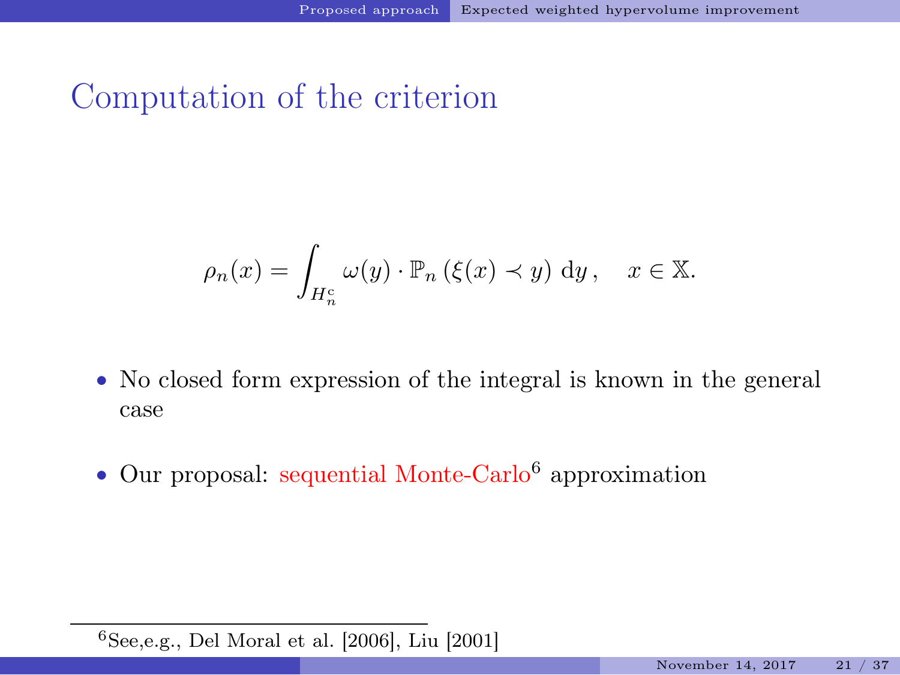# Computation of the criterion

$$\rho_n(x) = \int_{H_n^c} \omega(y) \cdot \mathbb{P}_n\left(\xi(x) \prec y\right) \, \mathrm{d}y \,, \quad x \in \mathbb{X}.$$

- No closed form expression of the integral is known in the general case
- Our proposal: sequential Monte-Carlo[6] approximation

[6] See,e.g., Del Moral et al. [2006], Liu [2001]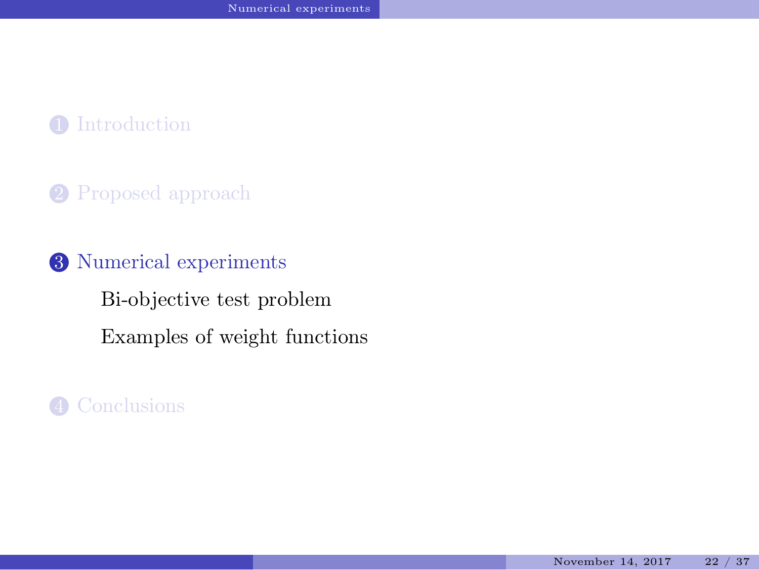1. Introduction

2. Proposed approach

3. Numerical experiments

    Bi-objective test problem

    Examples of weight functions

4. Conclusions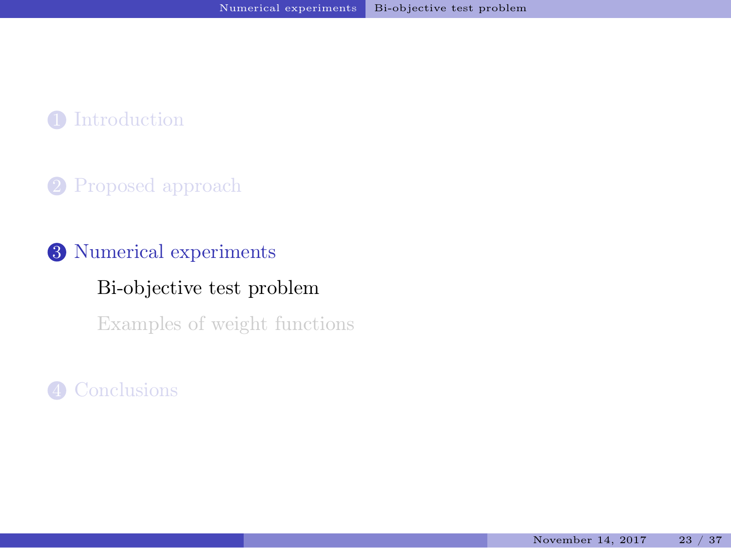1. Introduction

2. Proposed approach

3. Numerical experiments
   - Bi-objective test problem
   - Examples of weight functions

4. Conclusions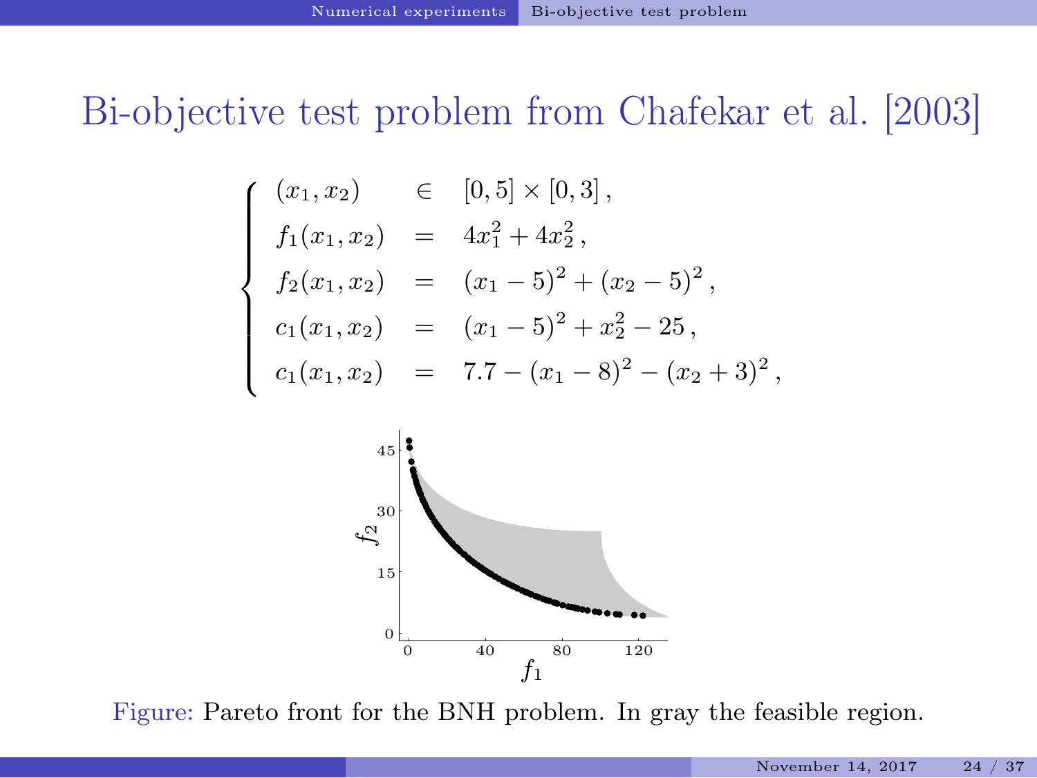# Bi-objective test problem from Chafekar et al. [2003]

$$
\begin{cases}
(x_1, x_2) & \in & [0,5] \times [0,3]\,, \\
f_1(x_1, x_2) & = & 4x_1^2 + 4x_2^2\,, \\
f_2(x_1, x_2) & = & (x_1 - 5)^2 + (x_2 - 5)^2\,, \\
c_1(x_1, x_2) & = & (x_1 - 5)^2 + x_2^2 - 25\,, \\
c_1(x_1, x_2) & = & 7.7 - (x_1 - 8)^2 - (x_2 + 3)^2\,,
\end{cases}
$$

Figure: Pareto front for the BNH problem. In gray the feasible region.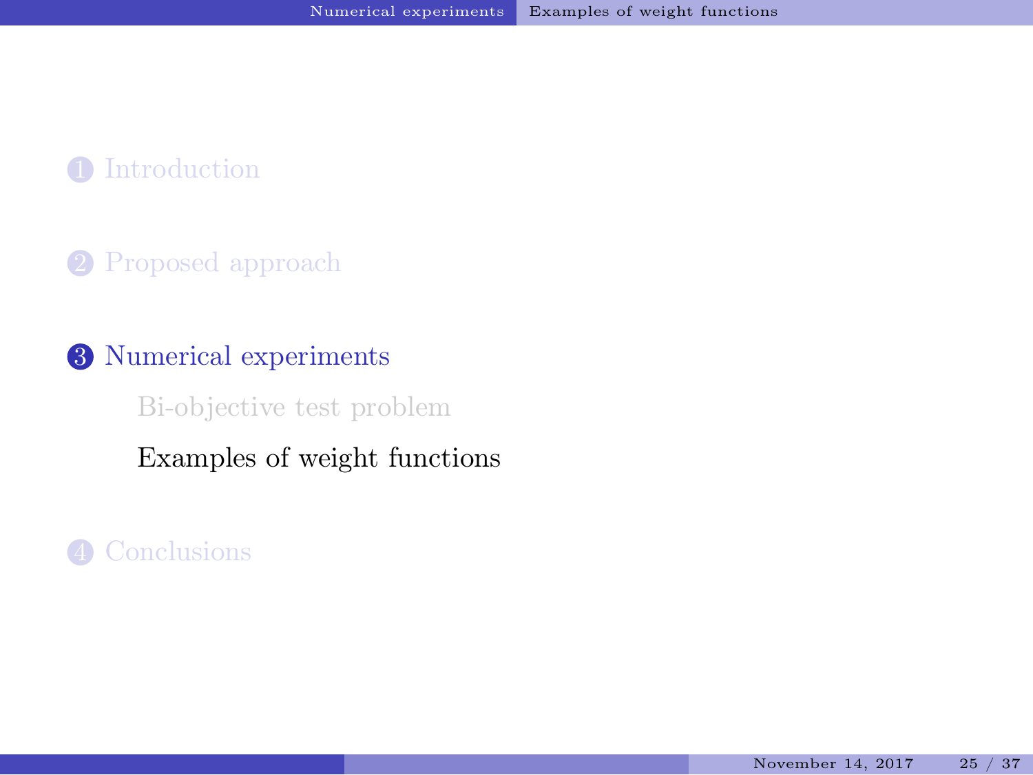1. Introduction

2. Proposed approach

3. Numerical experiments

   Bi-objective test problem

   Examples of weight functions

4. Conclusions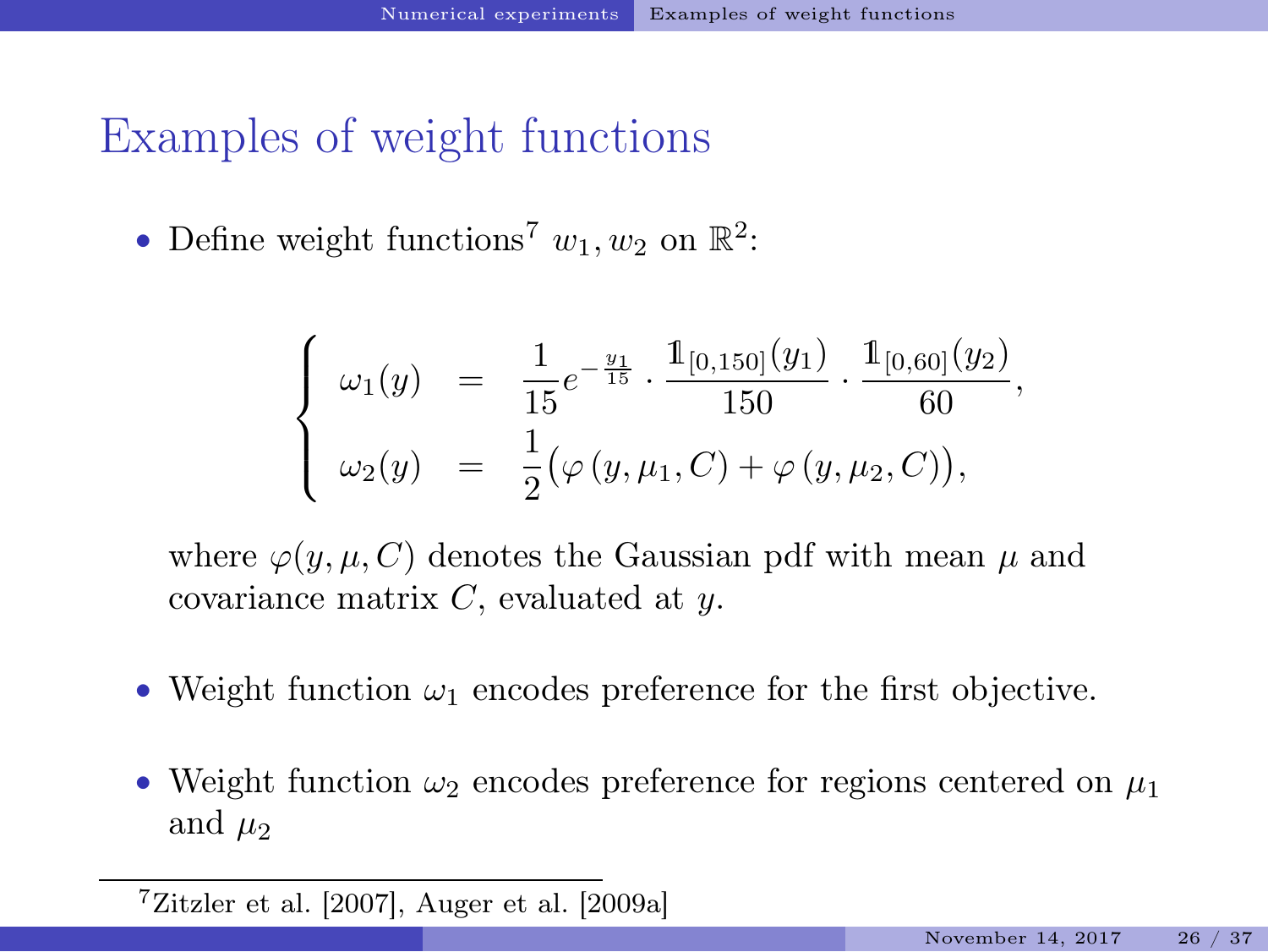# Examples of weight functions

- Define weight functions[7] $w_1, w_2$ on $\mathbb{R}^2$:

$$
\begin{cases}
\omega_1(y) & = & \dfrac{1}{15} e^{-\frac{y_1}{15}} \cdot \dfrac{\mathbb{1}_{[0,150]}(y_1)}{150} \cdot \dfrac{\mathbb{1}_{[0,60]}(y_2)}{60}, \\
\omega_2(y) & = & \dfrac{1}{2}\big(\varphi\left(y, \mu_1, C\right) + \varphi\left(y, \mu_2, C\right)\big),
\end{cases}
$$

  where $\varphi(y, \mu, C)$ denotes the Gaussian pdf with mean $\mu$ and covariance matrix $C$, evaluated at $y$.

- Weight function $\omega_1$ encodes preference for the first objective.
- Weight function $\omega_2$ encodes preference for regions centered on $\mu_1$ and $\mu_2$

[7] Zitzler et al. [2007], Auger et al. [2009a]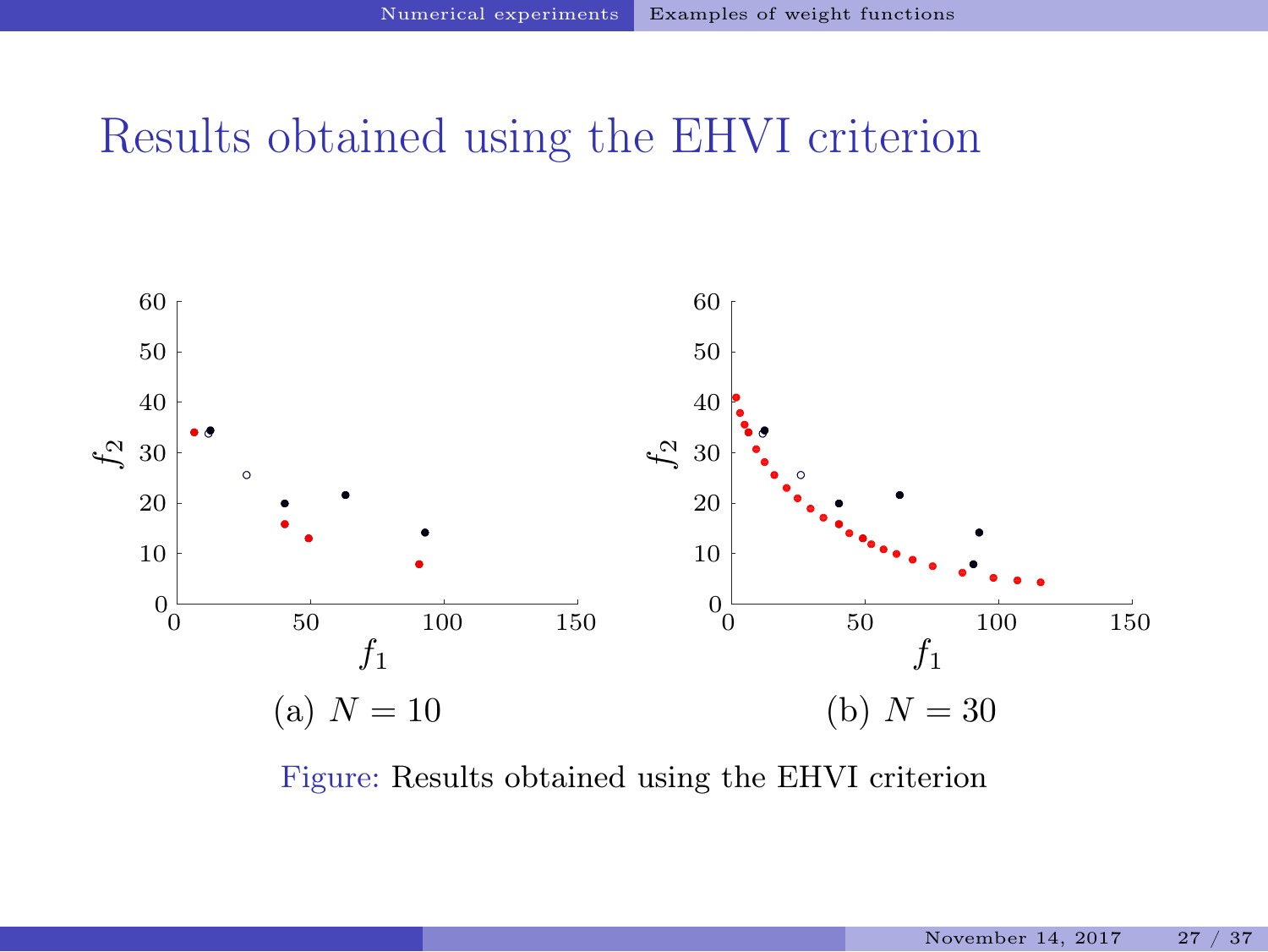# Results obtained using the EHVI criterion

(a) $N = 10$

(b) $N = 30$

Figure: Results obtained using the EHVI criterion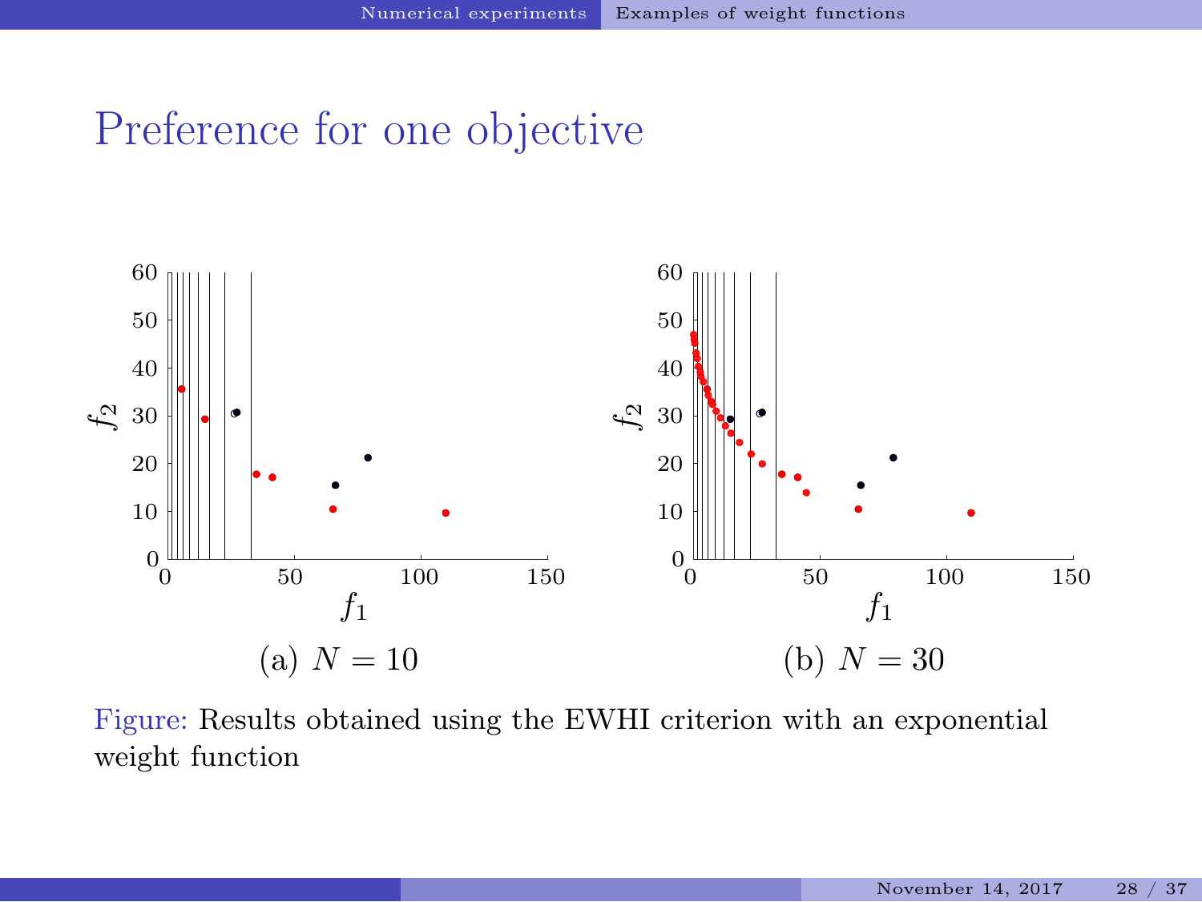# Preference for one objective

(a) $N = 10$

(b) $N = 30$

Figure: Results obtained using the EWHI criterion with an exponential weight function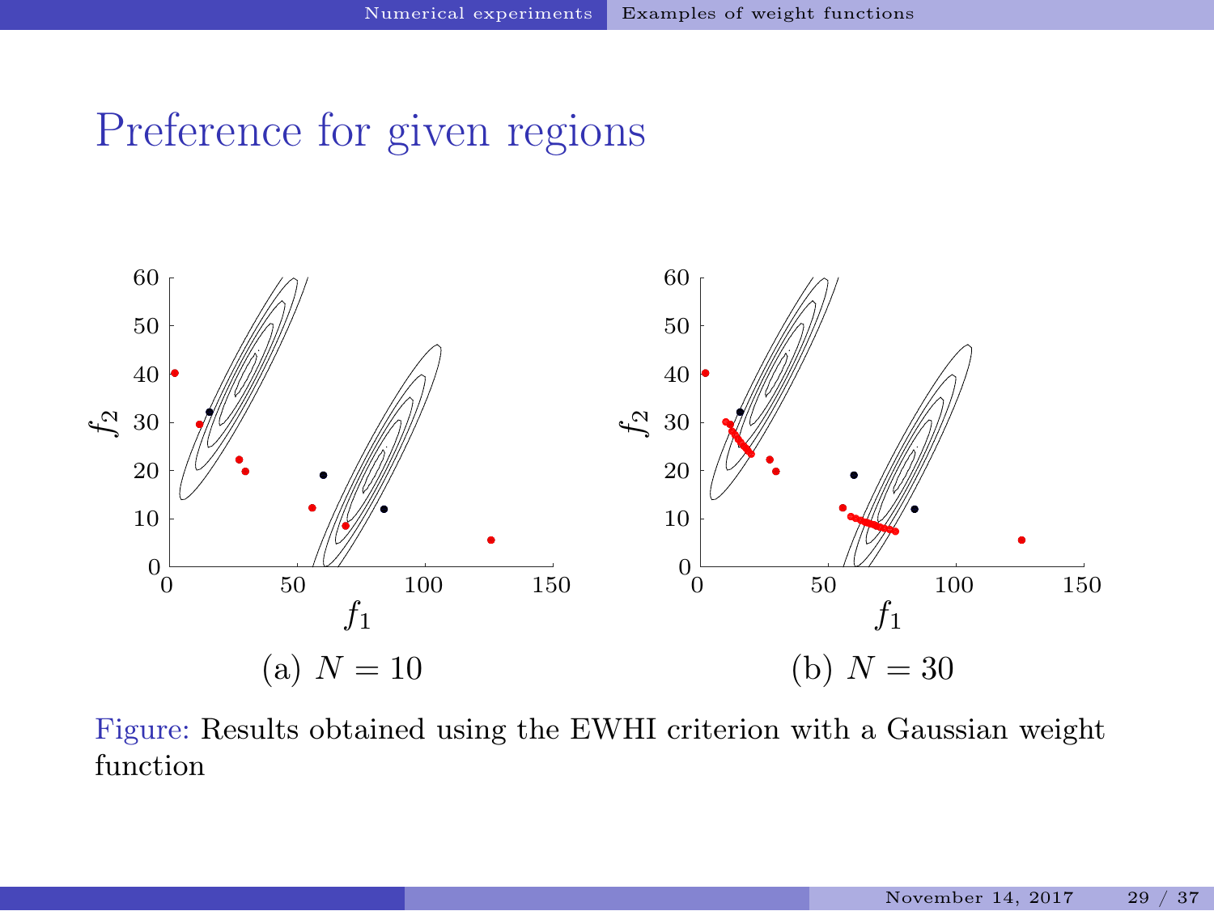# Preference for given regions

(a) $N = 10$

(b) $N = 30$

Figure: Results obtained using the EWHI criterion with a Gaussian weight function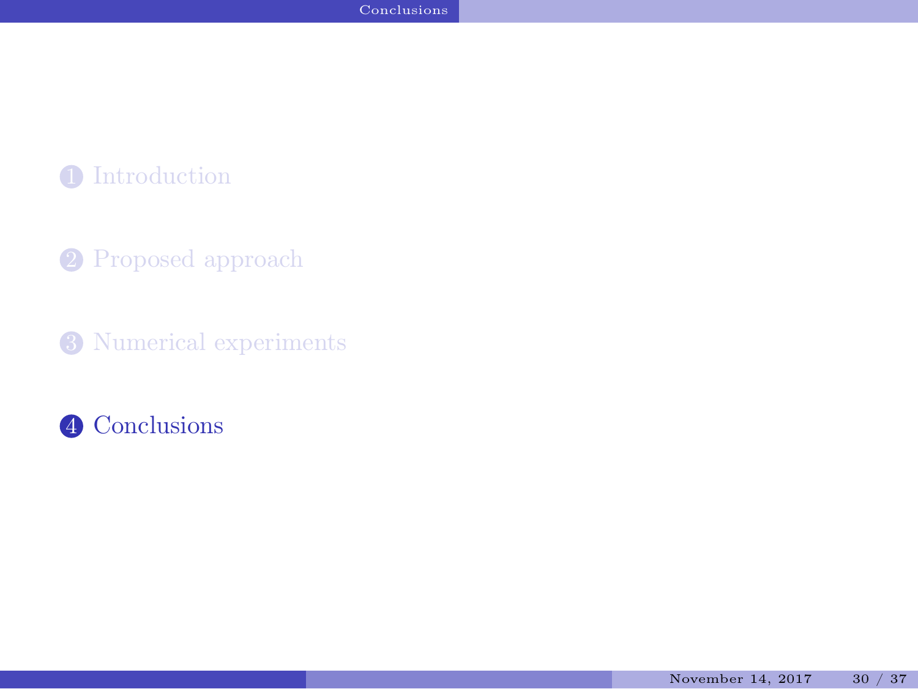1. Introduction
2. Proposed approach
3. Numerical experiments
4. **Conclusions**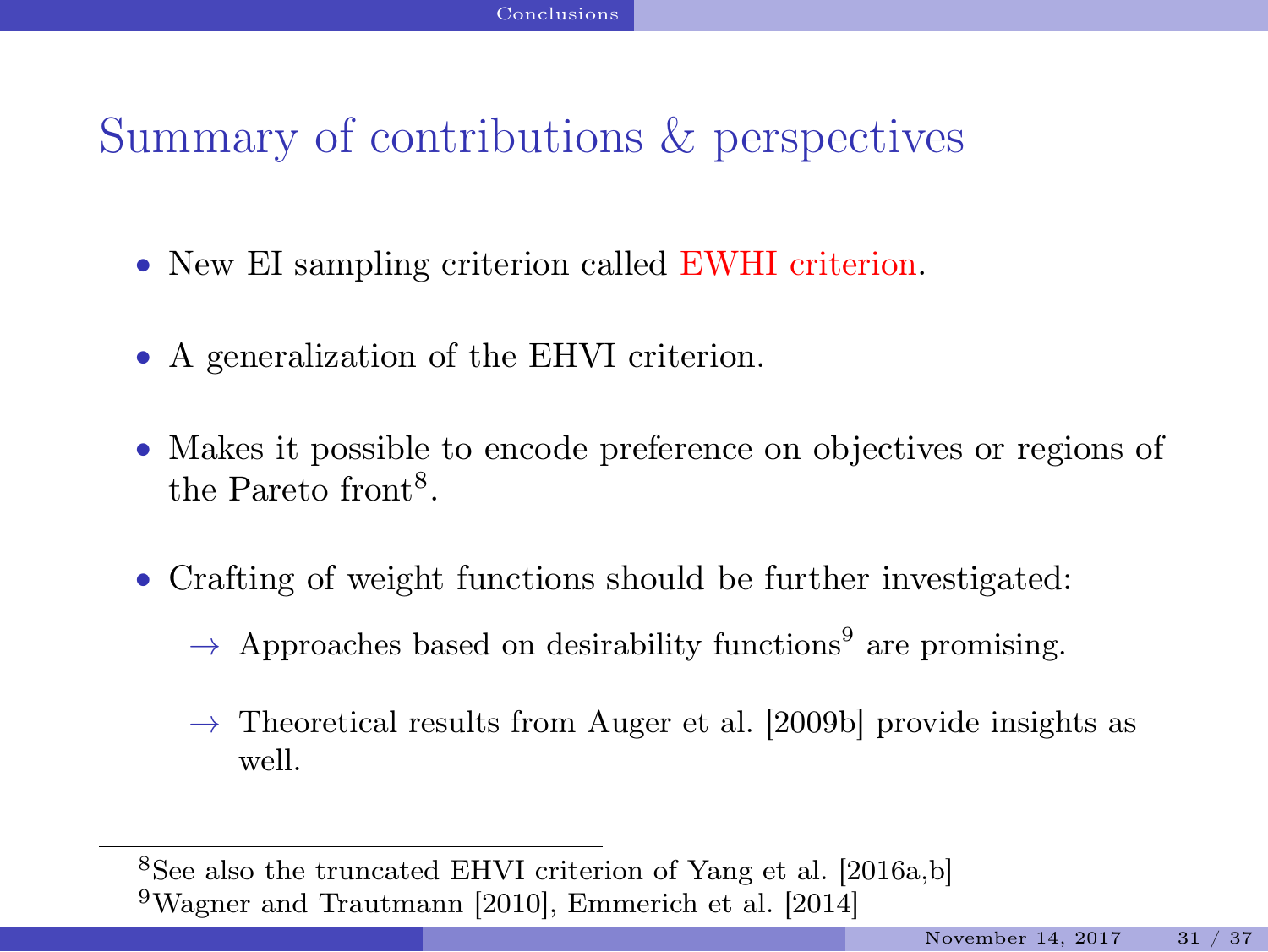# Summary of contributions & perspectives

- New EI sampling criterion called EWHI criterion.
- A generalization of the EHVI criterion.
- Makes it possible to encode preference on objectives or regions of the Pareto front[8].
- Crafting of weight functions should be further investigated:
  - → Approaches based on desirability functions[9] are promising.
  - → Theoretical results from Auger et al. [2009b] provide insights as well.

[8] See also the truncated EHVI criterion of Yang et al. [2016a,b]

[9] Wagner and Trautmann [2010], Emmerich et al. [2014]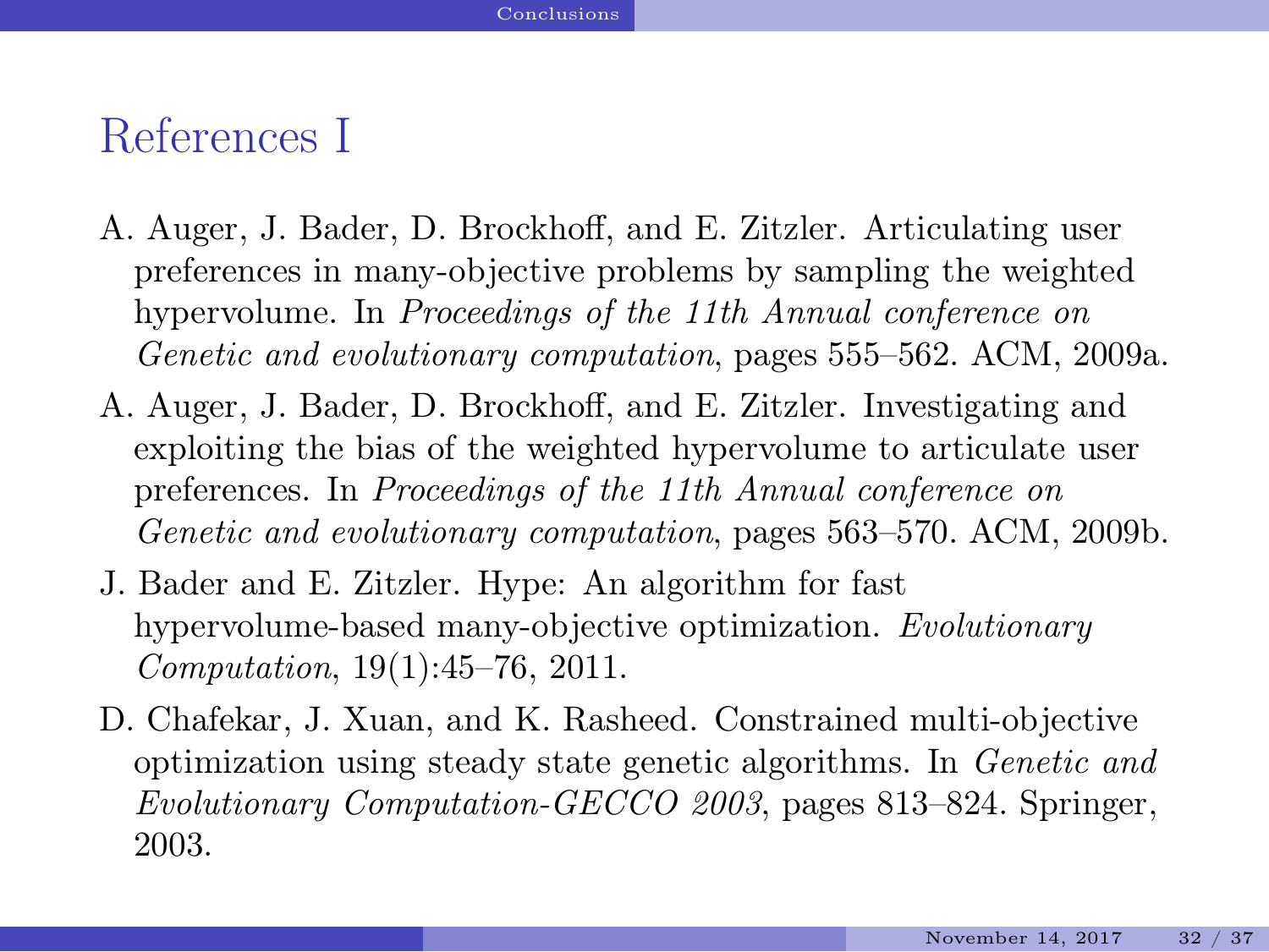# References I

A. Auger, J. Bader, D. Brockhoff, and E. Zitzler. Articulating user preferences in many-objective problems by sampling the weighted hypervolume. In *Proceedings of the 11th Annual conference on Genetic and evolutionary computation*, pages 555–562. ACM, 2009a.

A. Auger, J. Bader, D. Brockhoff, and E. Zitzler. Investigating and exploiting the bias of the weighted hypervolume to articulate user preferences. In *Proceedings of the 11th Annual conference on Genetic and evolutionary computation*, pages 563–570. ACM, 2009b.

J. Bader and E. Zitzler. Hype: An algorithm for fast hypervolume-based many-objective optimization. *Evolutionary Computation*, 19(1):45–76, 2011.

D. Chafekar, J. Xuan, and K. Rasheed. Constrained multi-objective optimization using steady state genetic algorithms. In *Genetic and Evolutionary Computation-GECCO 2003*, pages 813–824. Springer, 2003.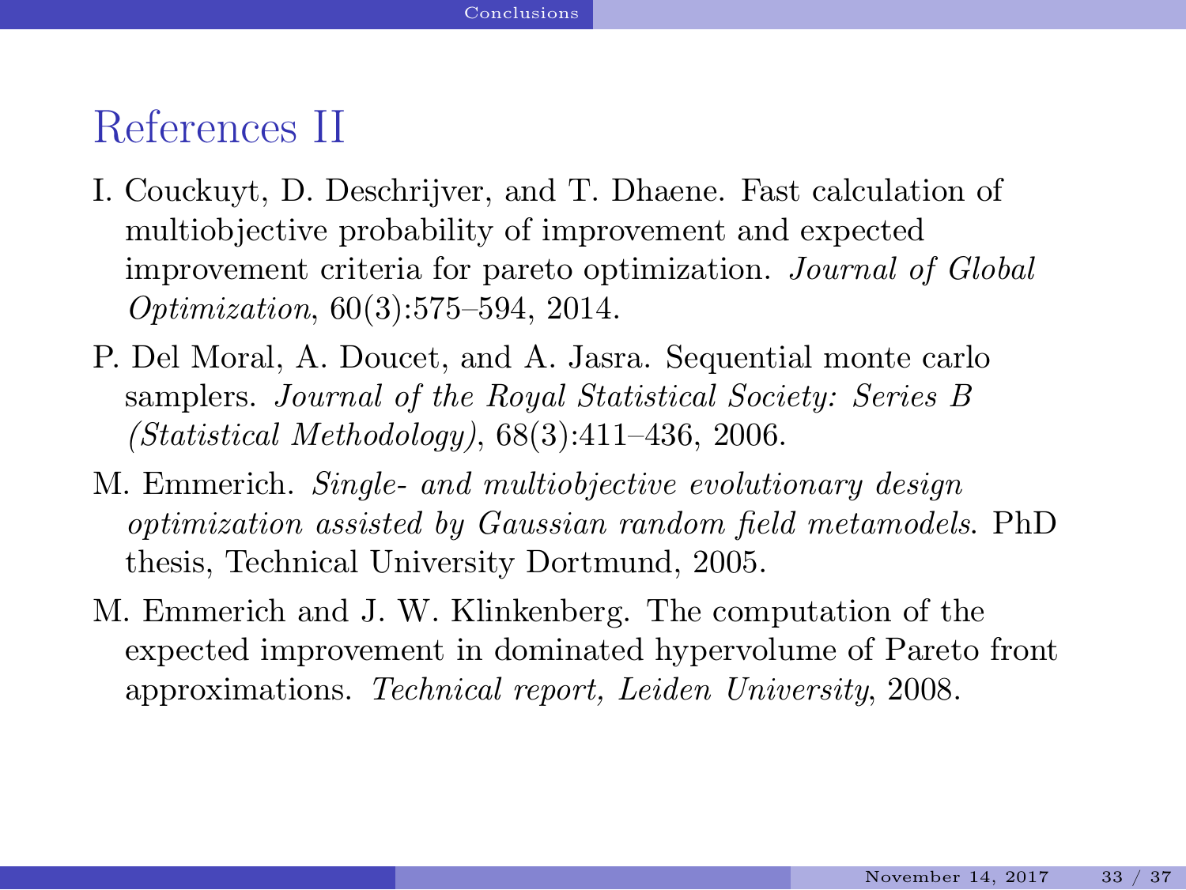# References II

I. Couckuyt, D. Deschrijver, and T. Dhaene. Fast calculation of multiobjective probability of improvement and expected improvement criteria for pareto optimization. *Journal of Global Optimization*, 60(3):575–594, 2014.

P. Del Moral, A. Doucet, and A. Jasra. Sequential monte carlo samplers. *Journal of the Royal Statistical Society: Series B (Statistical Methodology)*, 68(3):411–436, 2006.

M. Emmerich. *Single- and multiobjective evolutionary design optimization assisted by Gaussian random field metamodels*. PhD thesis, Technical University Dortmund, 2005.

M. Emmerich and J. W. Klinkenberg. The computation of the expected improvement in dominated hypervolume of Pareto front approximations. *Technical report, Leiden University*, 2008.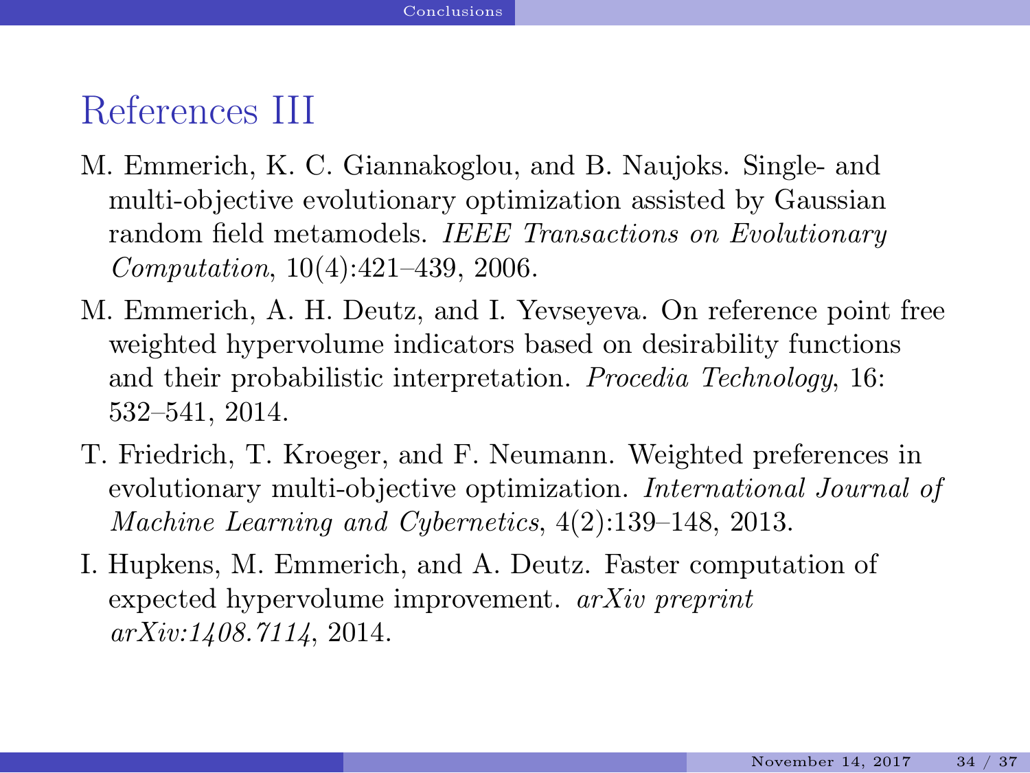## References III

M. Emmerich, K. C. Giannakoglou, and B. Naujoks. Single- and multi-objective evolutionary optimization assisted by Gaussian random field metamodels. *IEEE Transactions on Evolutionary Computation*, 10(4):421–439, 2006.

M. Emmerich, A. H. Deutz, and I. Yevseyeva. On reference point free weighted hypervolume indicators based on desirability functions and their probabilistic interpretation. *Procedia Technology*, 16: 532–541, 2014.

T. Friedrich, T. Kroeger, and F. Neumann. Weighted preferences in evolutionary multi-objective optimization. *International Journal of Machine Learning and Cybernetics*, 4(2):139–148, 2013.

I. Hupkens, M. Emmerich, and A. Deutz. Faster computation of expected hypervolume improvement. *arXiv preprint arXiv:1408.7114*, 2014.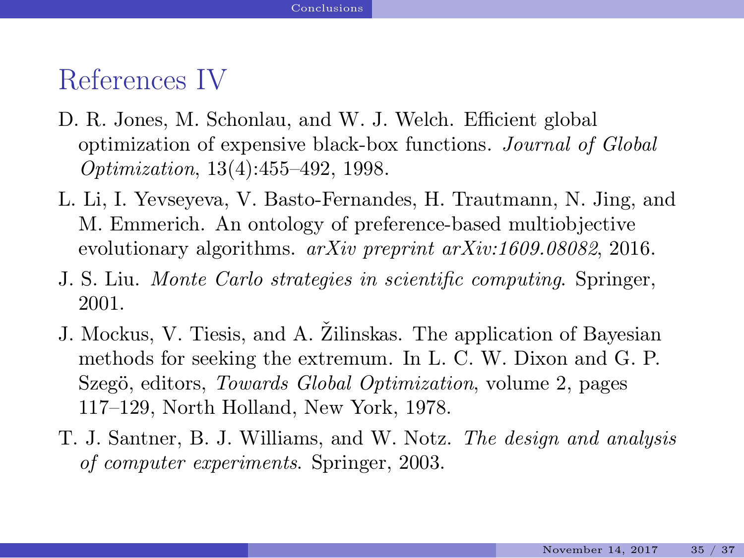# References IV

D. R. Jones, M. Schonlau, and W. J. Welch. Efficient global optimization of expensive black-box functions. *Journal of Global Optimization*, 13(4):455–492, 1998.

L. Li, I. Yevseyeva, V. Basto-Fernandes, H. Trautmann, N. Jing, and M. Emmerich. An ontology of preference-based multiobjective evolutionary algorithms. *arXiv preprint arXiv:1609.08082*, 2016.

J. S. Liu. *Monte Carlo strategies in scientific computing*. Springer, 2001.

J. Mockus, V. Tiesis, and A. Žilinskas. The application of Bayesian methods for seeking the extremum. In L. C. W. Dixon and G. P. Szegö, editors, *Towards Global Optimization*, volume 2, pages 117–129, North Holland, New York, 1978.

T. J. Santner, B. J. Williams, and W. Notz. *The design and analysis of computer experiments*. Springer, 2003.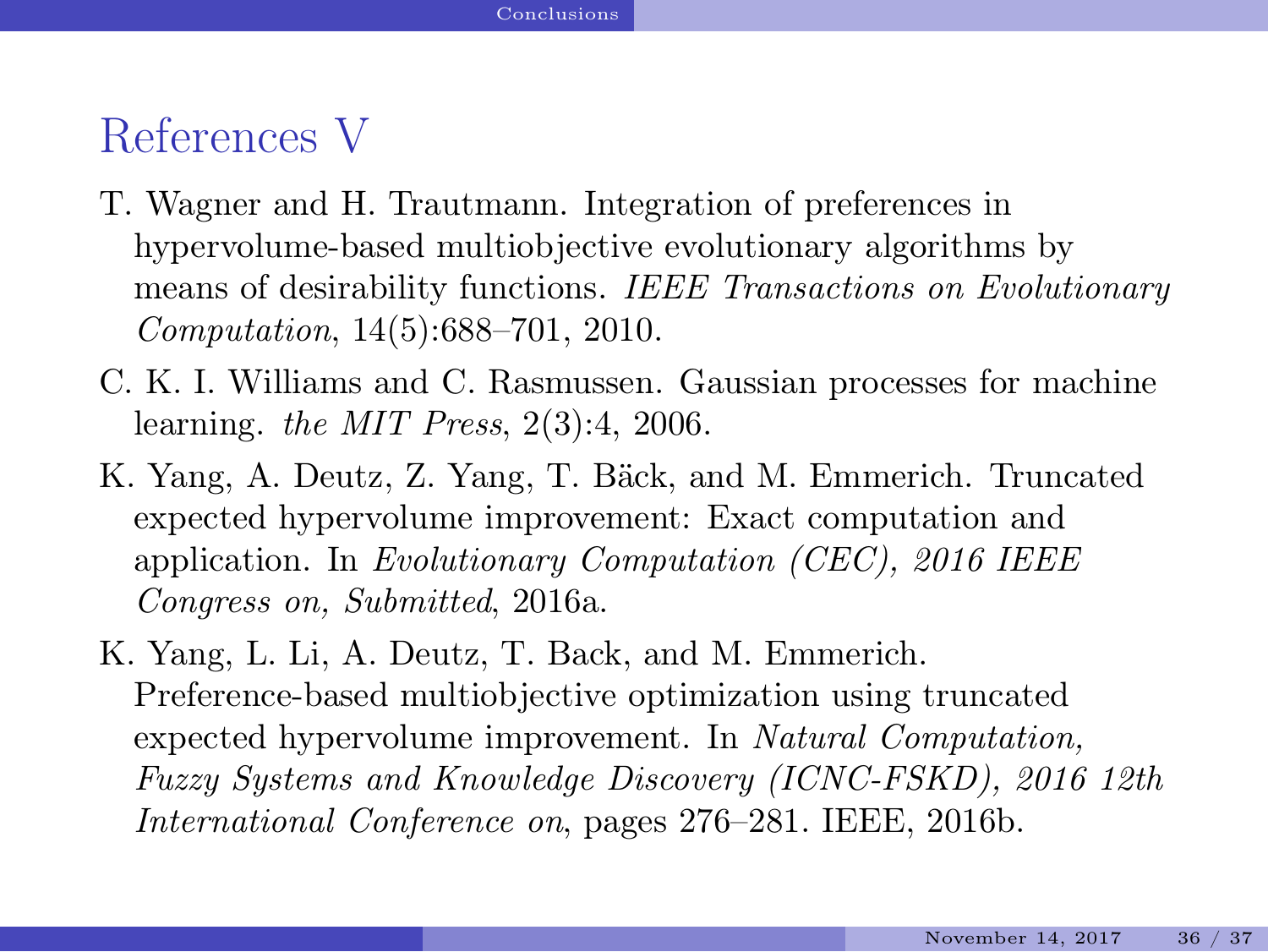## References V

T. Wagner and H. Trautmann. Integration of preferences in hypervolume-based multiobjective evolutionary algorithms by means of desirability functions. *IEEE Transactions on Evolutionary Computation*, 14(5):688–701, 2010.

C. K. I. Williams and C. Rasmussen. Gaussian processes for machine learning. *the MIT Press*, 2(3):4, 2006.

K. Yang, A. Deutz, Z. Yang, T. Bäck, and M. Emmerich. Truncated expected hypervolume improvement: Exact computation and application. In *Evolutionary Computation (CEC), 2016 IEEE Congress on, Submitted*, 2016a.

K. Yang, L. Li, A. Deutz, T. Back, and M. Emmerich. Preference-based multiobjective optimization using truncated expected hypervolume improvement. In *Natural Computation, Fuzzy Systems and Knowledge Discovery (ICNC-FSKD), 2016 12th International Conference on*, pages 276–281. IEEE, 2016b.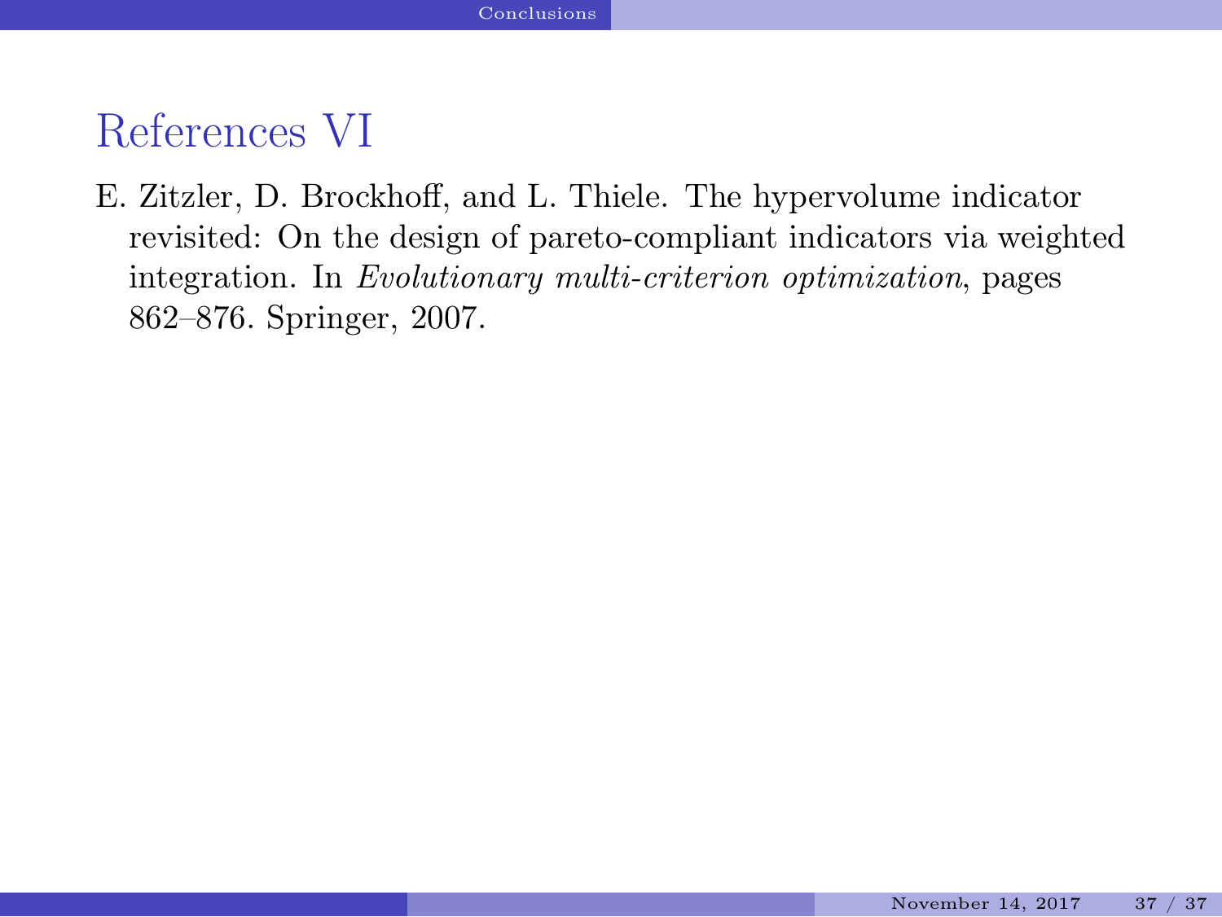# References VI

E. Zitzler, D. Brockhoff, and L. Thiele. The hypervolume indicator revisited: On the design of pareto-compliant indicators via weighted integration. In *Evolutionary multi-criterion optimization*, pages 862–876. Springer, 2007.